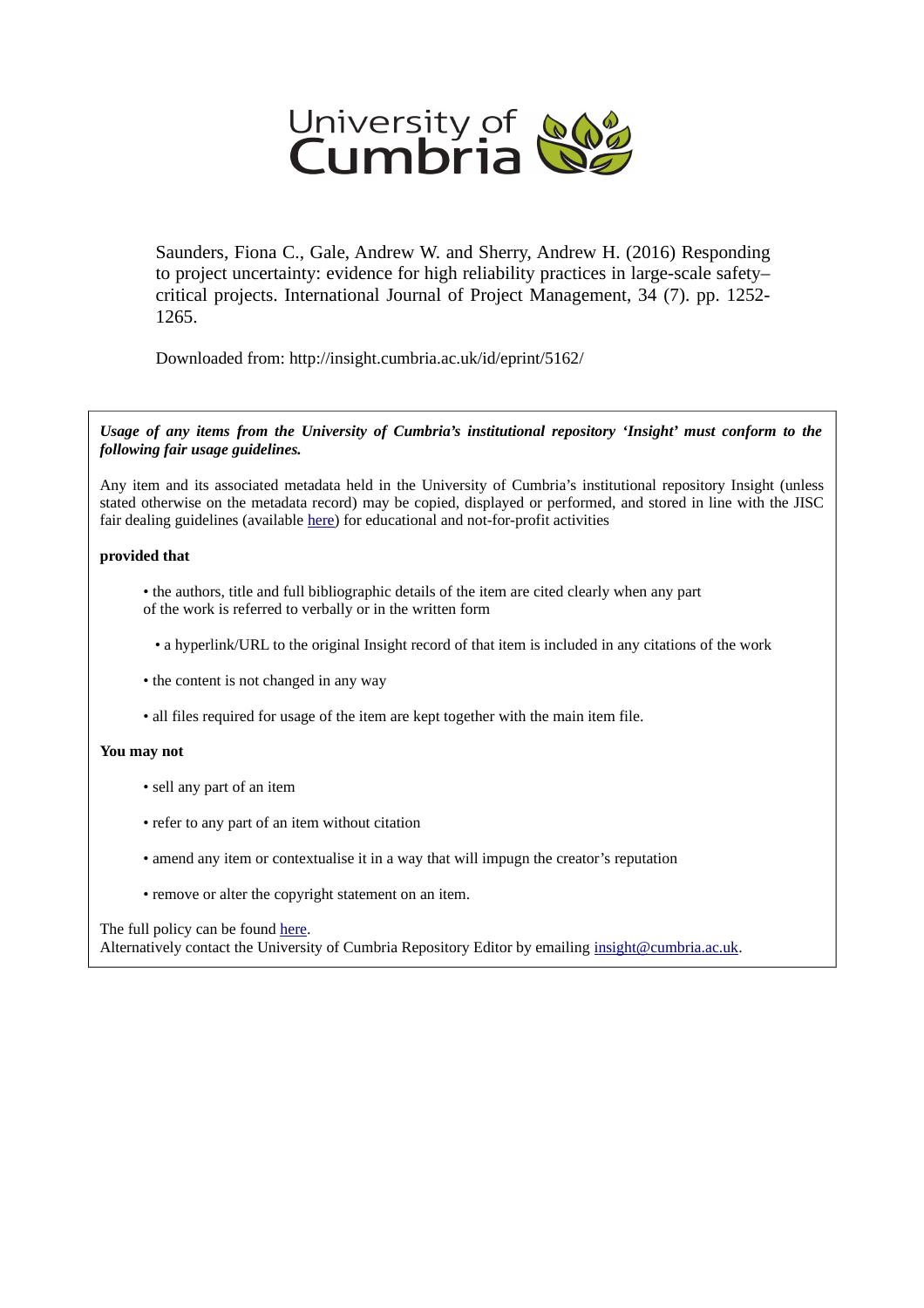University of Cumbria

Saunders, Fiona C., Gale, Andrew W. and Sherry, Andrew H. (2016) Responding to project uncertainty: evidence for high reliability practices in large-scale safety–critical projects. International Journal of Project Management, 34 (7). pp. 1252-1265.

Downloaded from: http://insight.cumbria.ac.uk/id/eprint/5162/

***Usage of any items from the University of Cumbria's institutional repository 'Insight' must conform to the following fair usage guidelines.***

Any item and its associated metadata held in the University of Cumbria's institutional repository Insight (unless stated otherwise on the metadata record) may be copied, displayed or performed, and stored in line with the JISC fair dealing guidelines (available here) for educational and not-for-profit activities

**provided that**

- the authors, title and full bibliographic details of the item are cited clearly when any part of the work is referred to verbally or in the written form
- a hyperlink/URL to the original Insight record of that item is included in any citations of the work
- the content is not changed in any way
- all files required for usage of the item are kept together with the main item file.

**You may not**

- sell any part of an item
- refer to any part of an item without citation
- amend any item or contextualise it in a way that will impugn the creator's reputation
- remove or alter the copyright statement on an item.

The full policy can be found here.
Alternatively contact the University of Cumbria Repository Editor by emailing insight@cumbria.ac.uk.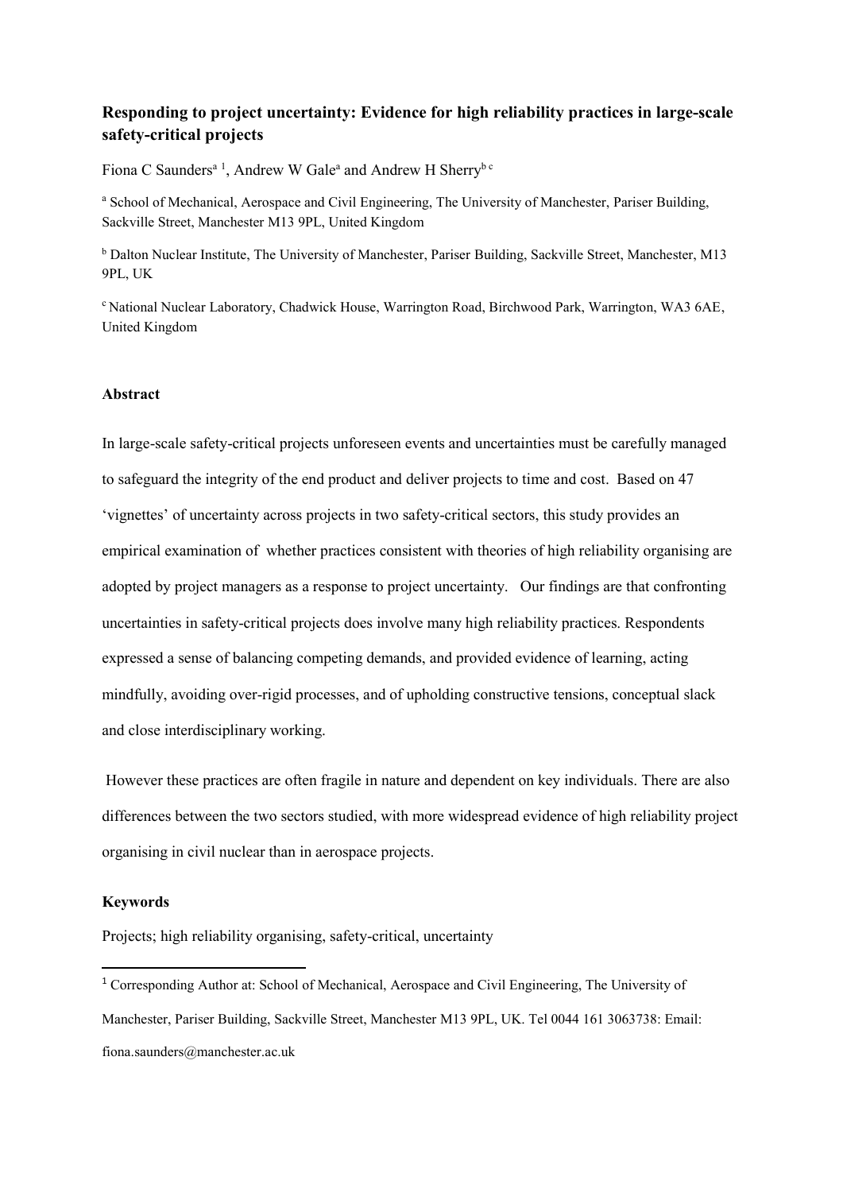# Responding to project uncertainty: Evidence for high reliability practices in large-scale safety-critical projects

Fiona C Saunders[a 1], Andrew W Gale[a] and Andrew H Sherry[b c]

[a] School of Mechanical, Aerospace and Civil Engineering, The University of Manchester, Pariser Building, Sackville Street, Manchester M13 9PL, United Kingdom

[b] Dalton Nuclear Institute, The University of Manchester, Pariser Building, Sackville Street, Manchester, M13 9PL, UK

[c] National Nuclear Laboratory, Chadwick House, Warrington Road, Birchwood Park, Warrington, WA3 6AE, United Kingdom

## Abstract

In large-scale safety-critical projects unforeseen events and uncertainties must be carefully managed to safeguard the integrity of the end product and deliver projects to time and cost. Based on 47 'vignettes' of uncertainty across projects in two safety-critical sectors, this study provides an empirical examination of whether practices consistent with theories of high reliability organising are adopted by project managers as a response to project uncertainty. Our findings are that confronting uncertainties in safety-critical projects does involve many high reliability practices. Respondents expressed a sense of balancing competing demands, and provided evidence of learning, acting mindfully, avoiding over-rigid processes, and of upholding constructive tensions, conceptual slack and close interdisciplinary working.

However these practices are often fragile in nature and dependent on key individuals. There are also differences between the two sectors studied, with more widespread evidence of high reliability project organising in civil nuclear than in aerospace projects.

## Keywords

Projects; high reliability organising, safety-critical, uncertainty

[1] Corresponding Author at: School of Mechanical, Aerospace and Civil Engineering, The University of Manchester, Pariser Building, Sackville Street, Manchester M13 9PL, UK. Tel 0044 161 3063738: Email: fiona.saunders@manchester.ac.uk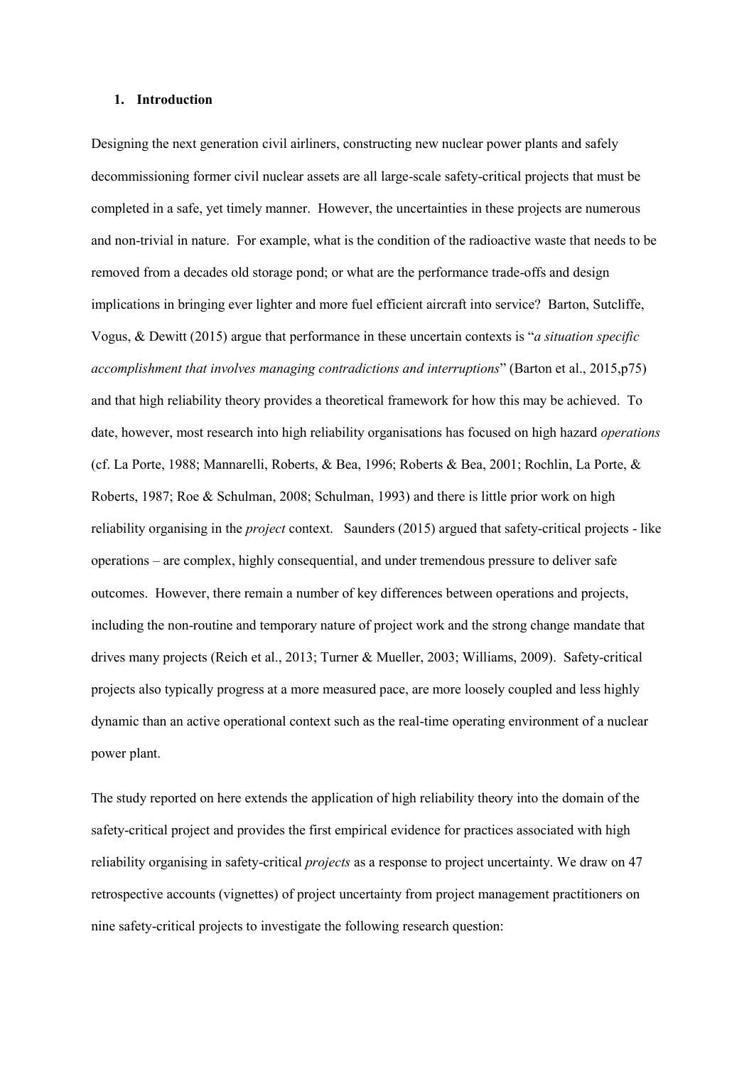## 1. Introduction

Designing the next generation civil airliners, constructing new nuclear power plants and safely decommissioning former civil nuclear assets are all large-scale safety-critical projects that must be completed in a safe, yet timely manner. However, the uncertainties in these projects are numerous and non-trivial in nature. For example, what is the condition of the radioactive waste that needs to be removed from a decades old storage pond; or what are the performance trade-offs and design implications in bringing ever lighter and more fuel efficient aircraft into service? Barton, Sutcliffe, Vogus, & Dewitt (2015) argue that performance in these uncertain contexts is "*a situation specific accomplishment that involves managing contradictions and interruptions*" (Barton et al., 2015,p75) and that high reliability theory provides a theoretical framework for how this may be achieved. To date, however, most research into high reliability organisations has focused on high hazard *operations* (cf. La Porte, 1988; Mannarelli, Roberts, & Bea, 1996; Roberts & Bea, 2001; Rochlin, La Porte, & Roberts, 1987; Roe & Schulman, 2008; Schulman, 1993) and there is little prior work on high reliability organising in the *project* context. Saunders (2015) argued that safety-critical projects - like operations – are complex, highly consequential, and under tremendous pressure to deliver safe outcomes. However, there remain a number of key differences between operations and projects, including the non-routine and temporary nature of project work and the strong change mandate that drives many projects (Reich et al., 2013; Turner & Mueller, 2003; Williams, 2009). Safety-critical projects also typically progress at a more measured pace, are more loosely coupled and less highly dynamic than an active operational context such as the real-time operating environment of a nuclear power plant.

The study reported on here extends the application of high reliability theory into the domain of the safety-critical project and provides the first empirical evidence for practices associated with high reliability organising in safety-critical *projects* as a response to project uncertainty. We draw on 47 retrospective accounts (vignettes) of project uncertainty from project management practitioners on nine safety-critical projects to investigate the following research question: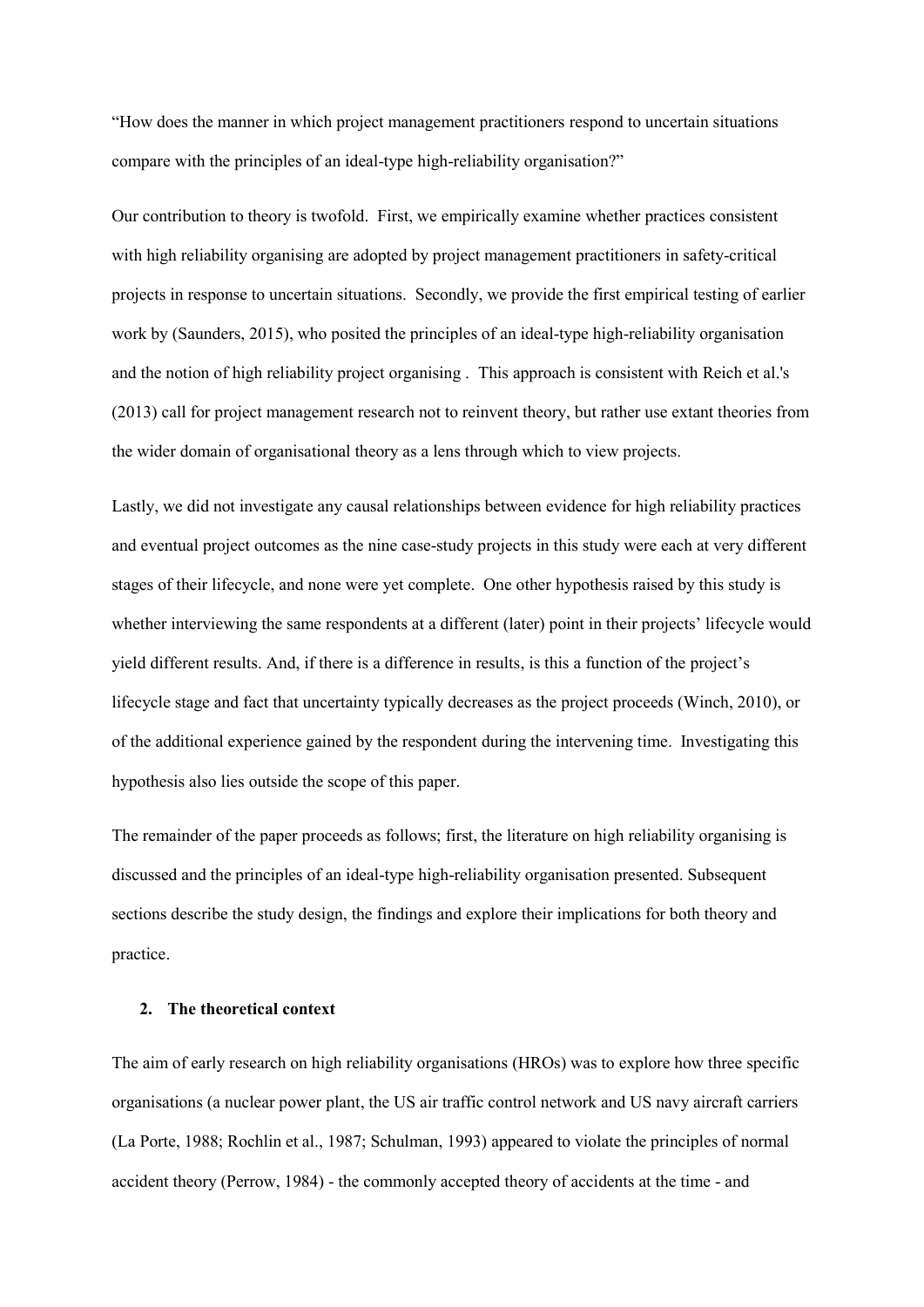"How does the manner in which project management practitioners respond to uncertain situations compare with the principles of an ideal-type high-reliability organisation?"

Our contribution to theory is twofold. First, we empirically examine whether practices consistent with high reliability organising are adopted by project management practitioners in safety-critical projects in response to uncertain situations. Secondly, we provide the first empirical testing of earlier work by (Saunders, 2015), who posited the principles of an ideal-type high-reliability organisation and the notion of high reliability project organising . This approach is consistent with Reich et al.'s (2013) call for project management research not to reinvent theory, but rather use extant theories from the wider domain of organisational theory as a lens through which to view projects.

Lastly, we did not investigate any causal relationships between evidence for high reliability practices and eventual project outcomes as the nine case-study projects in this study were each at very different stages of their lifecycle, and none were yet complete. One other hypothesis raised by this study is whether interviewing the same respondents at a different (later) point in their projects' lifecycle would yield different results. And, if there is a difference in results, is this a function of the project's lifecycle stage and fact that uncertainty typically decreases as the project proceeds (Winch, 2010), or of the additional experience gained by the respondent during the intervening time. Investigating this hypothesis also lies outside the scope of this paper.

The remainder of the paper proceeds as follows; first, the literature on high reliability organising is discussed and the principles of an ideal-type high-reliability organisation presented. Subsequent sections describe the study design, the findings and explore their implications for both theory and practice.

## 2. The theoretical context

The aim of early research on high reliability organisations (HROs) was to explore how three specific organisations (a nuclear power plant, the US air traffic control network and US navy aircraft carriers (La Porte, 1988; Rochlin et al., 1987; Schulman, 1993) appeared to violate the principles of normal accident theory (Perrow, 1984) - the commonly accepted theory of accidents at the time - and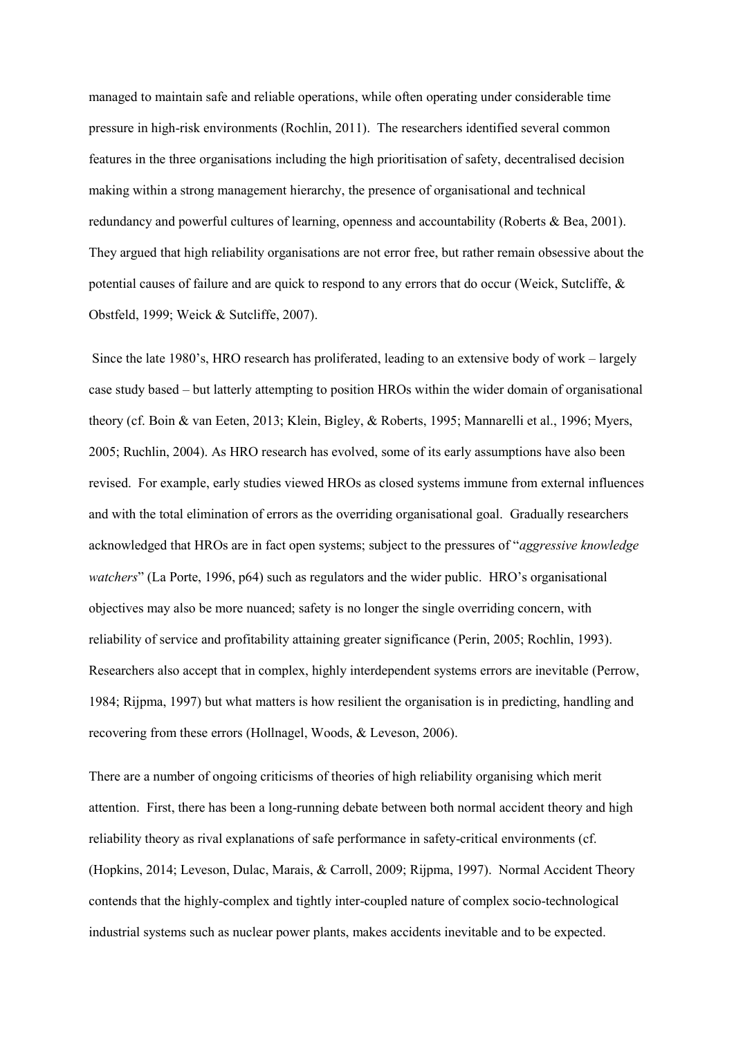managed to maintain safe and reliable operations, while often operating under considerable time pressure in high-risk environments (Rochlin, 2011). The researchers identified several common features in the three organisations including the high prioritisation of safety, decentralised decision making within a strong management hierarchy, the presence of organisational and technical redundancy and powerful cultures of learning, openness and accountability (Roberts & Bea, 2001). They argued that high reliability organisations are not error free, but rather remain obsessive about the potential causes of failure and are quick to respond to any errors that do occur (Weick, Sutcliffe, & Obstfeld, 1999; Weick & Sutcliffe, 2007).

Since the late 1980's, HRO research has proliferated, leading to an extensive body of work – largely case study based – but latterly attempting to position HROs within the wider domain of organisational theory (cf. Boin & van Eeten, 2013; Klein, Bigley, & Roberts, 1995; Mannarelli et al., 1996; Myers, 2005; Ruchlin, 2004). As HRO research has evolved, some of its early assumptions have also been revised. For example, early studies viewed HROs as closed systems immune from external influences and with the total elimination of errors as the overriding organisational goal. Gradually researchers acknowledged that HROs are in fact open systems; subject to the pressures of "*aggressive knowledge watchers*" (La Porte, 1996, p64) such as regulators and the wider public. HRO's organisational objectives may also be more nuanced; safety is no longer the single overriding concern, with reliability of service and profitability attaining greater significance (Perin, 2005; Rochlin, 1993). Researchers also accept that in complex, highly interdependent systems errors are inevitable (Perrow, 1984; Rijpma, 1997) but what matters is how resilient the organisation is in predicting, handling and recovering from these errors (Hollnagel, Woods, & Leveson, 2006).

There are a number of ongoing criticisms of theories of high reliability organising which merit attention. First, there has been a long-running debate between both normal accident theory and high reliability theory as rival explanations of safe performance in safety-critical environments (cf. (Hopkins, 2014; Leveson, Dulac, Marais, & Carroll, 2009; Rijpma, 1997). Normal Accident Theory contends that the highly-complex and tightly inter-coupled nature of complex socio-technological industrial systems such as nuclear power plants, makes accidents inevitable and to be expected.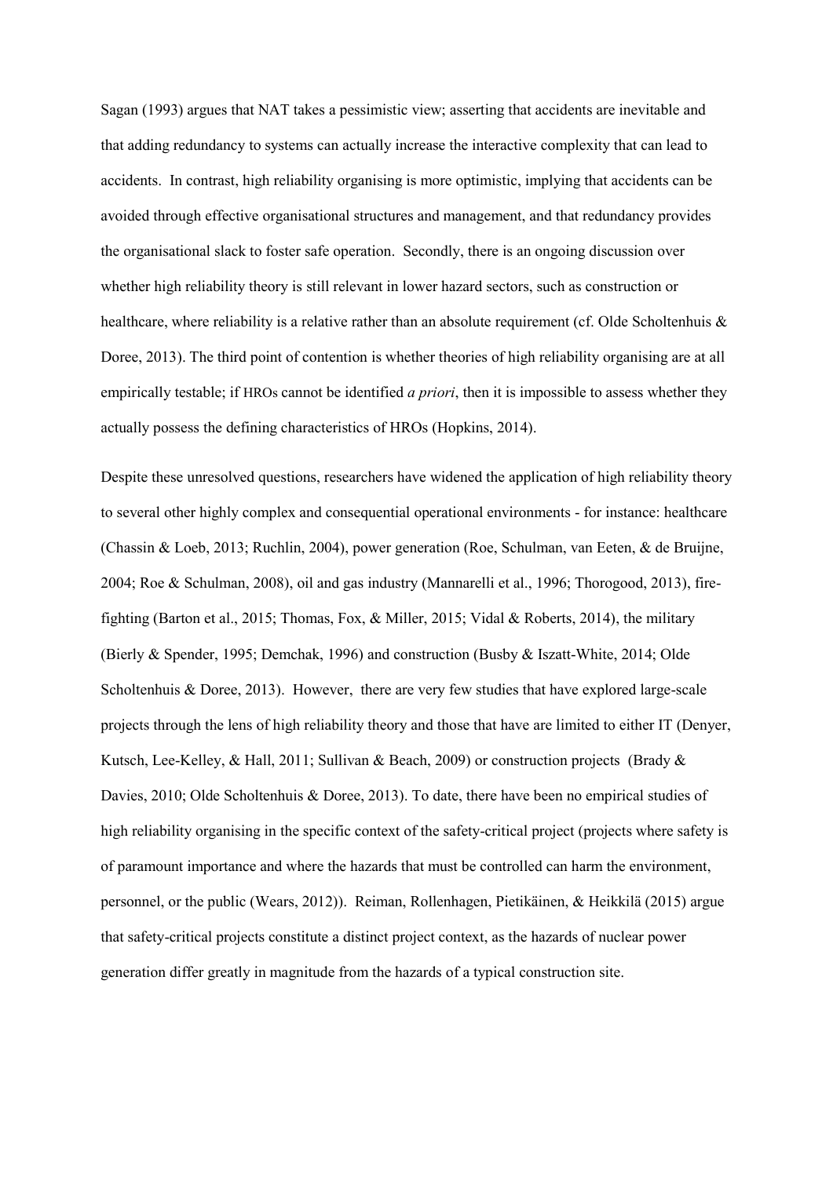Sagan (1993) argues that NAT takes a pessimistic view; asserting that accidents are inevitable and that adding redundancy to systems can actually increase the interactive complexity that can lead to accidents. In contrast, high reliability organising is more optimistic, implying that accidents can be avoided through effective organisational structures and management, and that redundancy provides the organisational slack to foster safe operation. Secondly, there is an ongoing discussion over whether high reliability theory is still relevant in lower hazard sectors, such as construction or healthcare, where reliability is a relative rather than an absolute requirement (cf. Olde Scholtenhuis & Doree, 2013). The third point of contention is whether theories of high reliability organising are at all empirically testable; if HROs cannot be identified *a priori*, then it is impossible to assess whether they actually possess the defining characteristics of HROs (Hopkins, 2014).

Despite these unresolved questions, researchers have widened the application of high reliability theory to several other highly complex and consequential operational environments - for instance: healthcare (Chassin & Loeb, 2013; Ruchlin, 2004), power generation (Roe, Schulman, van Eeten, & de Bruijne, 2004; Roe & Schulman, 2008), oil and gas industry (Mannarelli et al., 1996; Thorogood, 2013), fire-fighting (Barton et al., 2015; Thomas, Fox, & Miller, 2015; Vidal & Roberts, 2014), the military (Bierly & Spender, 1995; Demchak, 1996) and construction (Busby & Iszatt-White, 2014; Olde Scholtenhuis & Doree, 2013). However, there are very few studies that have explored large-scale projects through the lens of high reliability theory and those that have are limited to either IT (Denyer, Kutsch, Lee-Kelley, & Hall, 2011; Sullivan & Beach, 2009) or construction projects (Brady & Davies, 2010; Olde Scholtenhuis & Doree, 2013). To date, there have been no empirical studies of high reliability organising in the specific context of the safety-critical project (projects where safety is of paramount importance and where the hazards that must be controlled can harm the environment, personnel, or the public (Wears, 2012)). Reiman, Rollenhagen, Pietikäinen, & Heikkilä (2015) argue that safety-critical projects constitute a distinct project context, as the hazards of nuclear power generation differ greatly in magnitude from the hazards of a typical construction site.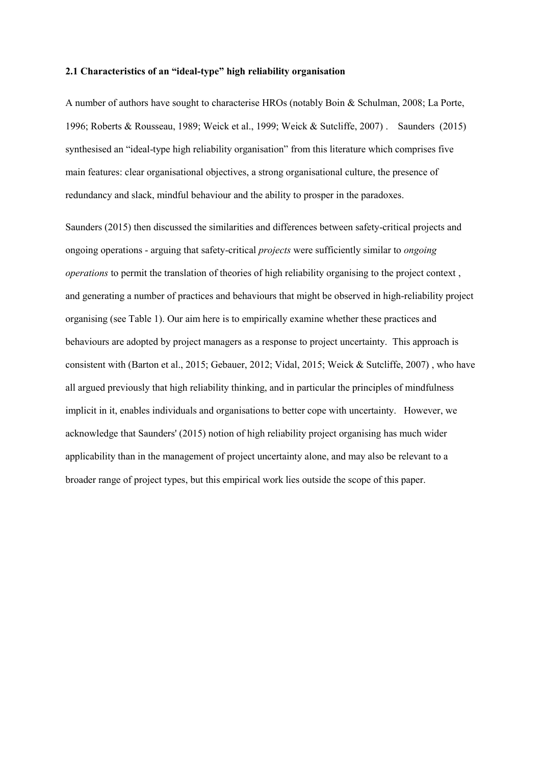### 2.1 Characteristics of an "ideal-type" high reliability organisation

A number of authors have sought to characterise HROs (notably Boin & Schulman, 2008; La Porte, 1996; Roberts & Rousseau, 1989; Weick et al., 1999; Weick & Sutcliffe, 2007) . Saunders (2015) synthesised an "ideal-type high reliability organisation" from this literature which comprises five main features: clear organisational objectives, a strong organisational culture, the presence of redundancy and slack, mindful behaviour and the ability to prosper in the paradoxes.

Saunders (2015) then discussed the similarities and differences between safety-critical projects and ongoing operations - arguing that safety-critical *projects* were sufficiently similar to *ongoing operations* to permit the translation of theories of high reliability organising to the project context , and generating a number of practices and behaviours that might be observed in high-reliability project organising (see Table 1). Our aim here is to empirically examine whether these practices and behaviours are adopted by project managers as a response to project uncertainty. This approach is consistent with (Barton et al., 2015; Gebauer, 2012; Vidal, 2015; Weick & Sutcliffe, 2007) , who have all argued previously that high reliability thinking, and in particular the principles of mindfulness implicit in it, enables individuals and organisations to better cope with uncertainty. However, we acknowledge that Saunders' (2015) notion of high reliability project organising has much wider applicability than in the management of project uncertainty alone, and may also be relevant to a broader range of project types, but this empirical work lies outside the scope of this paper.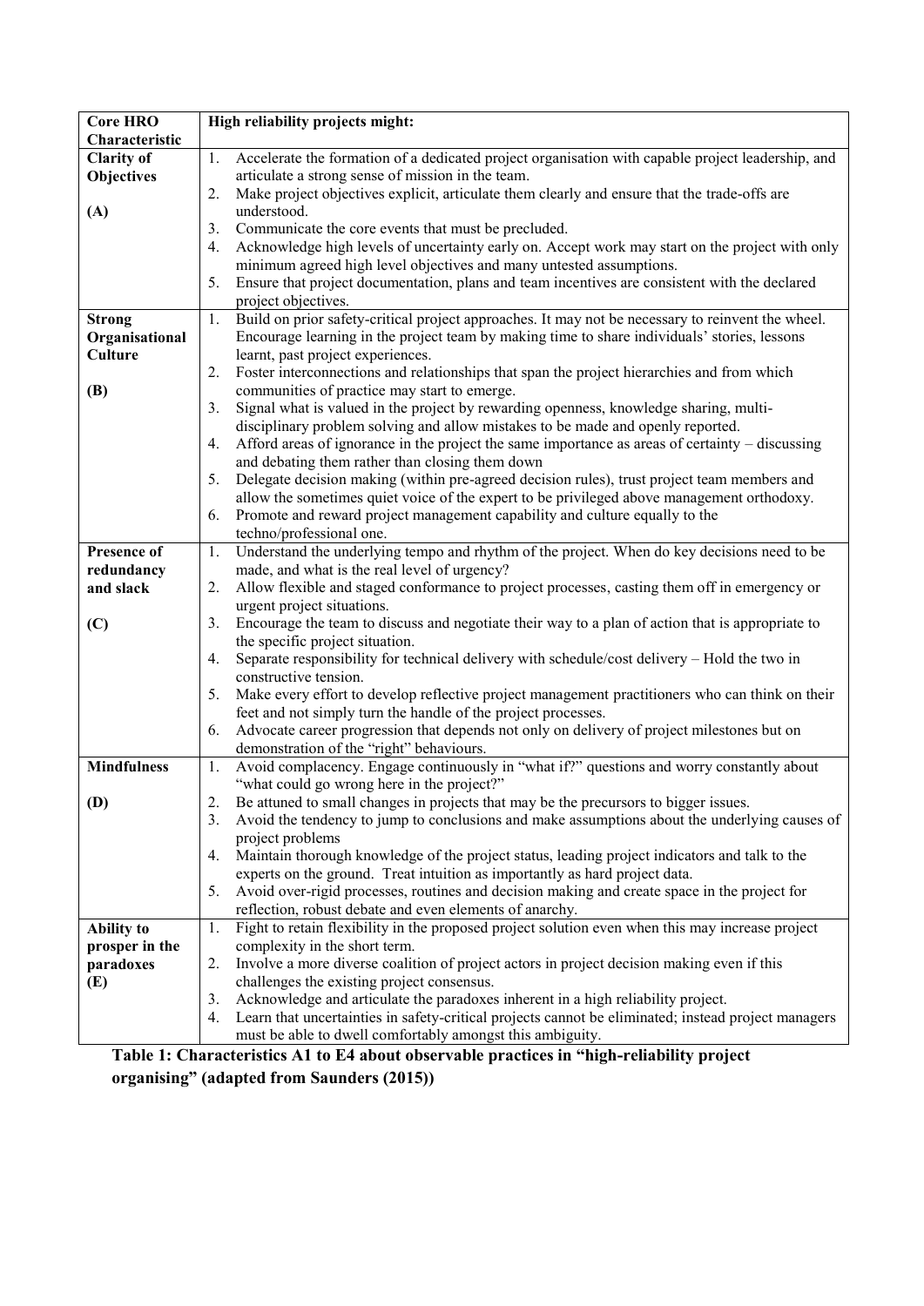| Core HRO Characteristic | High reliability projects might: |
|---|---|
| **Clarity of Objectives** **(A)** | 1. Accelerate the formation of a dedicated project organisation with capable project leadership, and articulate a strong sense of mission in the team.<br>2. Make project objectives explicit, articulate them clearly and ensure that the trade-offs are understood.<br>3. Communicate the core events that must be precluded.<br>4. Acknowledge high levels of uncertainty early on. Accept work may start on the project with only minimum agreed high level objectives and many untested assumptions.<br>5. Ensure that project documentation, plans and team incentives are consistent with the declared project objectives. |
| **Strong Organisational Culture** **(B)** | 1. Build on prior safety-critical project approaches. It may not be necessary to reinvent the wheel. Encourage learning in the project team by making time to share individuals' stories, lessons learnt, past project experiences.<br>2. Foster interconnections and relationships that span the project hierarchies and from which communities of practice may start to emerge.<br>3. Signal what is valued in the project by rewarding openness, knowledge sharing, multi-disciplinary problem solving and allow mistakes to be made and openly reported.<br>4. Afford areas of ignorance in the project the same importance as areas of certainty – discussing and debating them rather than closing them down<br>5. Delegate decision making (within pre-agreed decision rules), trust project team members and allow the sometimes quiet voice of the expert to be privileged above management orthodoxy.<br>6. Promote and reward project management capability and culture equally to the techno/professional one. |
| **Presence of redundancy and slack** **(C)** | 1. Understand the underlying tempo and rhythm of the project. When do key decisions need to be made, and what is the real level of urgency?<br>2. Allow flexible and staged conformance to project processes, casting them off in emergency or urgent project situations.<br>3. Encourage the team to discuss and negotiate their way to a plan of action that is appropriate to the specific project situation.<br>4. Separate responsibility for technical delivery with schedule/cost delivery – Hold the two in constructive tension.<br>5. Make every effort to develop reflective project management practitioners who can think on their feet and not simply turn the handle of the project processes.<br>6. Advocate career progression that depends not only on delivery of project milestones but on demonstration of the "right" behaviours. |
| **Mindfulness** **(D)** | 1. Avoid complacency. Engage continuously in "what if?" questions and worry constantly about "what could go wrong here in the project?"<br>2. Be attuned to small changes in projects that may be the precursors to bigger issues.<br>3. Avoid the tendency to jump to conclusions and make assumptions about the underlying causes of project problems<br>4. Maintain thorough knowledge of the project status, leading project indicators and talk to the experts on the ground. Treat intuition as importantly as hard project data.<br>5. Avoid over-rigid processes, routines and decision making and create space in the project for reflection, robust debate and even elements of anarchy. |
| **Ability to prosper in the paradoxes** **(E)** | 1. Fight to retain flexibility in the proposed project solution even when this may increase project complexity in the short term.<br>2. Involve a more diverse coalition of project actors in project decision making even if this challenges the existing project consensus.<br>3. Acknowledge and articulate the paradoxes inherent in a high reliability project.<br>4. Learn that uncertainties in safety-critical projects cannot be eliminated; instead project managers must be able to dwell comfortably amongst this ambiguity. |

**Table 1: Characteristics A1 to E4 about observable practices in "high-reliability project organising" (adapted from Saunders (2015))**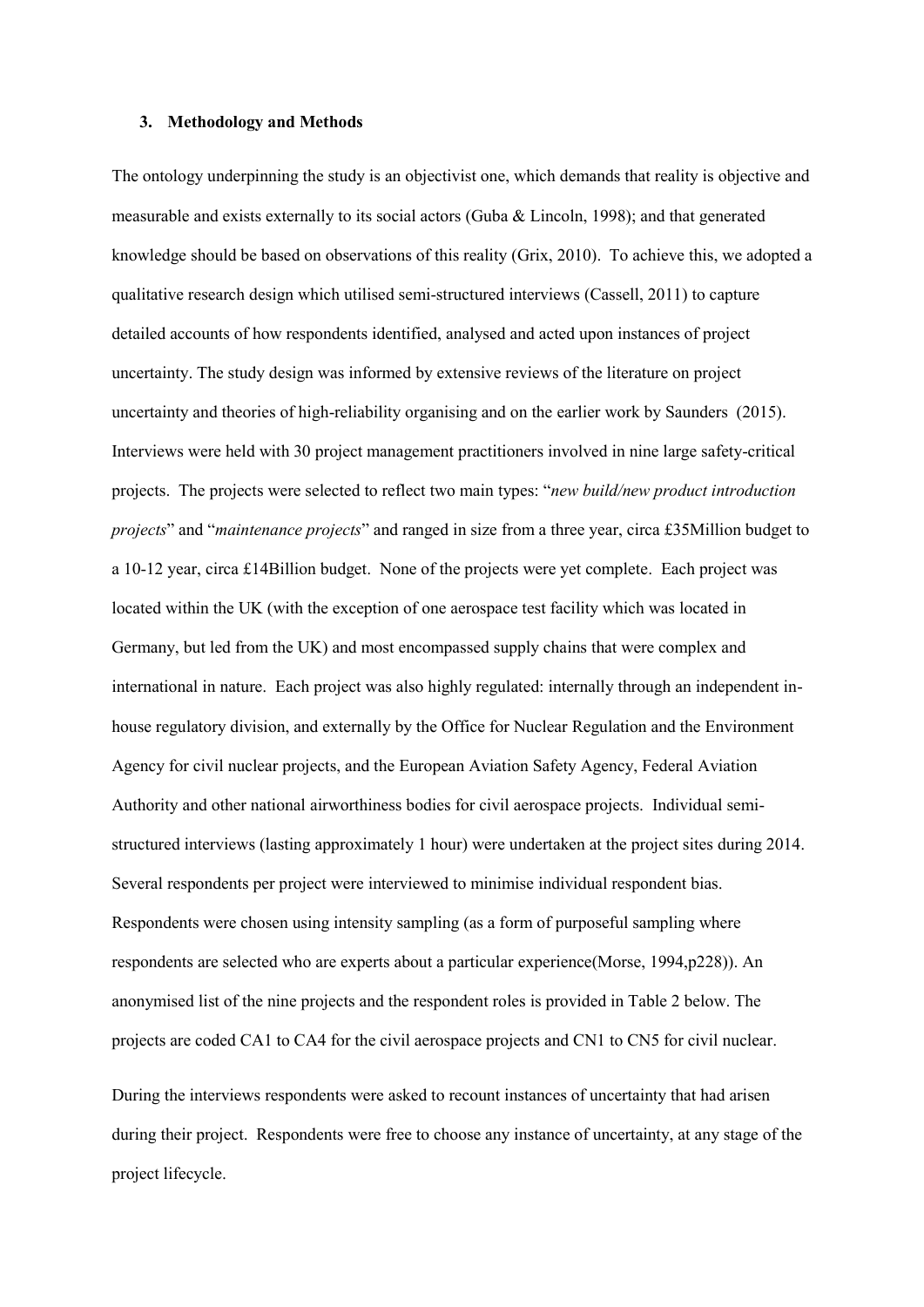### 3. Methodology and Methods

The ontology underpinning the study is an objectivist one, which demands that reality is objective and measurable and exists externally to its social actors (Guba & Lincoln, 1998); and that generated knowledge should be based on observations of this reality (Grix, 2010). To achieve this, we adopted a qualitative research design which utilised semi-structured interviews (Cassell, 2011) to capture detailed accounts of how respondents identified, analysed and acted upon instances of project uncertainty. The study design was informed by extensive reviews of the literature on project uncertainty and theories of high-reliability organising and on the earlier work by Saunders (2015). Interviews were held with 30 project management practitioners involved in nine large safety-critical projects. The projects were selected to reflect two main types: "*new build/new product introduction projects*" and "*maintenance projects*" and ranged in size from a three year, circa £35Million budget to a 10-12 year, circa £14Billion budget. None of the projects were yet complete. Each project was located within the UK (with the exception of one aerospace test facility which was located in Germany, but led from the UK) and most encompassed supply chains that were complex and international in nature. Each project was also highly regulated: internally through an independent in-house regulatory division, and externally by the Office for Nuclear Regulation and the Environment Agency for civil nuclear projects, and the European Aviation Safety Agency, Federal Aviation Authority and other national airworthiness bodies for civil aerospace projects. Individual semi-structured interviews (lasting approximately 1 hour) were undertaken at the project sites during 2014. Several respondents per project were interviewed to minimise individual respondent bias. Respondents were chosen using intensity sampling (as a form of purposeful sampling where respondents are selected who are experts about a particular experience(Morse, 1994,p228)). An anonymised list of the nine projects and the respondent roles is provided in Table 2 below. The projects are coded CA1 to CA4 for the civil aerospace projects and CN1 to CN5 for civil nuclear.

During the interviews respondents were asked to recount instances of uncertainty that had arisen during their project. Respondents were free to choose any instance of uncertainty, at any stage of the project lifecycle.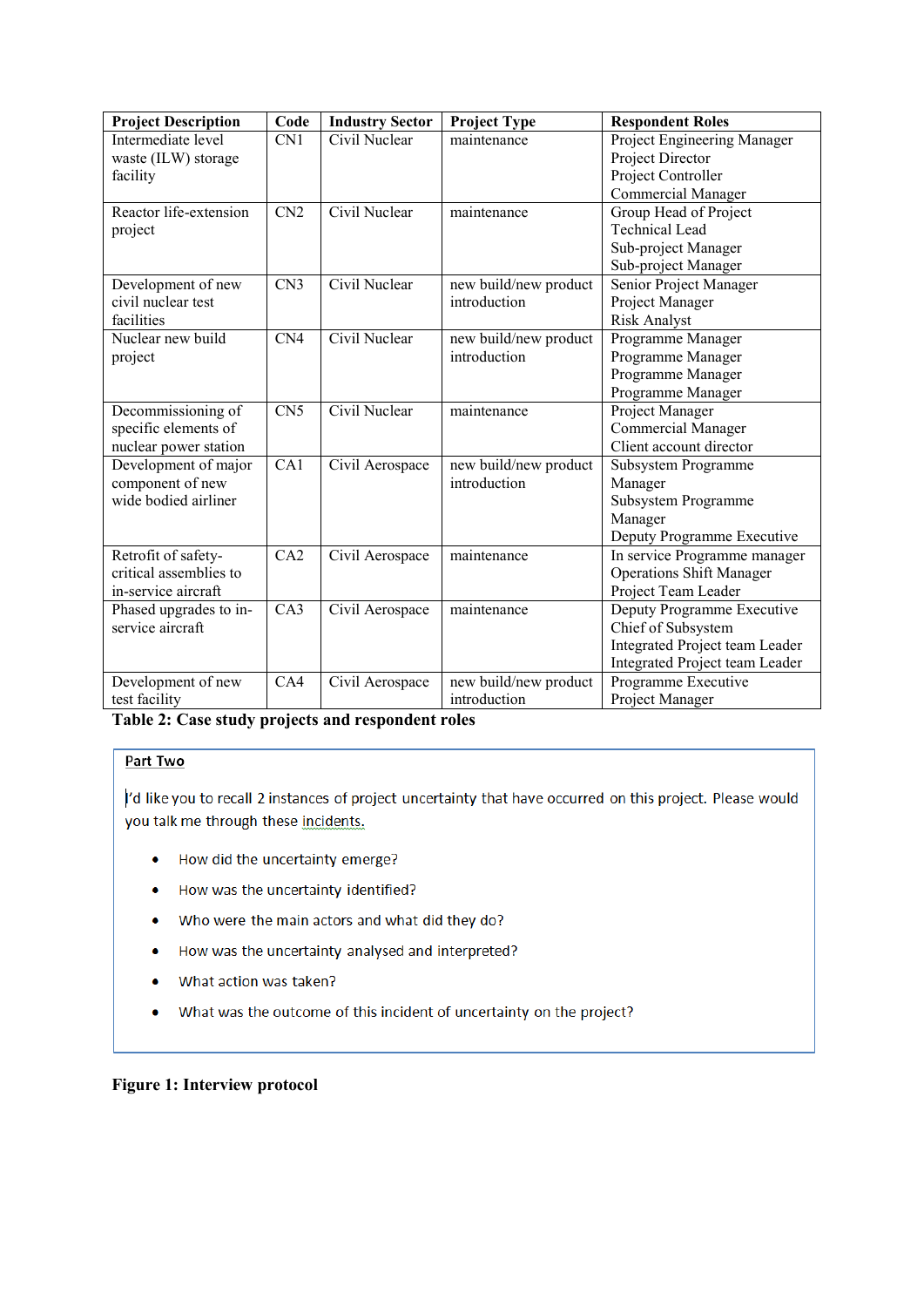| Project Description | Code | Industry Sector | Project Type | Respondent Roles |
|---|---|---|---|---|
| Intermediate level waste (ILW) storage facility | CN1 | Civil Nuclear | maintenance | Project Engineering Manager<br>Project Director<br>Project Controller<br>Commercial Manager |
| Reactor life-extension project | CN2 | Civil Nuclear | maintenance | Group Head of Project<br>Technical Lead<br>Sub-project Manager<br>Sub-project Manager |
| Development of new civil nuclear test facilities | CN3 | Civil Nuclear | new build/new product introduction | Senior Project Manager<br>Project Manager<br>Risk Analyst |
| Nuclear new build project | CN4 | Civil Nuclear | new build/new product introduction | Programme Manager<br>Programme Manager<br>Programme Manager<br>Programme Manager |
| Decommissioning of specific elements of nuclear power station | CN5 | Civil Nuclear | maintenance | Project Manager<br>Commercial Manager<br>Client account director |
| Development of major component of new wide bodied airliner | CA1 | Civil Aerospace | new build/new product introduction | Subsystem Programme Manager<br>Subsystem Programme Manager<br>Deputy Programme Executive |
| Retrofit of safety-critical assemblies to in-service aircraft | CA2 | Civil Aerospace | maintenance | In service Programme manager<br>Operations Shift Manager<br>Project Team Leader |
| Phased upgrades to in-service aircraft | CA3 | Civil Aerospace | maintenance | Deputy Programme Executive<br>Chief of Subsystem<br>Integrated Project team Leader<br>Integrated Project team Leader |
| Development of new test facility | CA4 | Civil Aerospace | new build/new product introduction | Programme Executive<br>Project Manager |

**Table 2: Case study projects and respondent roles**

**Part Two**

I'd like you to recall 2 instances of project uncertainty that have occurred on this project. Please would you talk me through these incidents.

- How did the uncertainty emerge?
- How was the uncertainty identified?
- Who were the main actors and what did they do?
- How was the uncertainty analysed and interpreted?
- What action was taken?
- What was the outcome of this incident of uncertainty on the project?

**Figure 1: Interview protocol**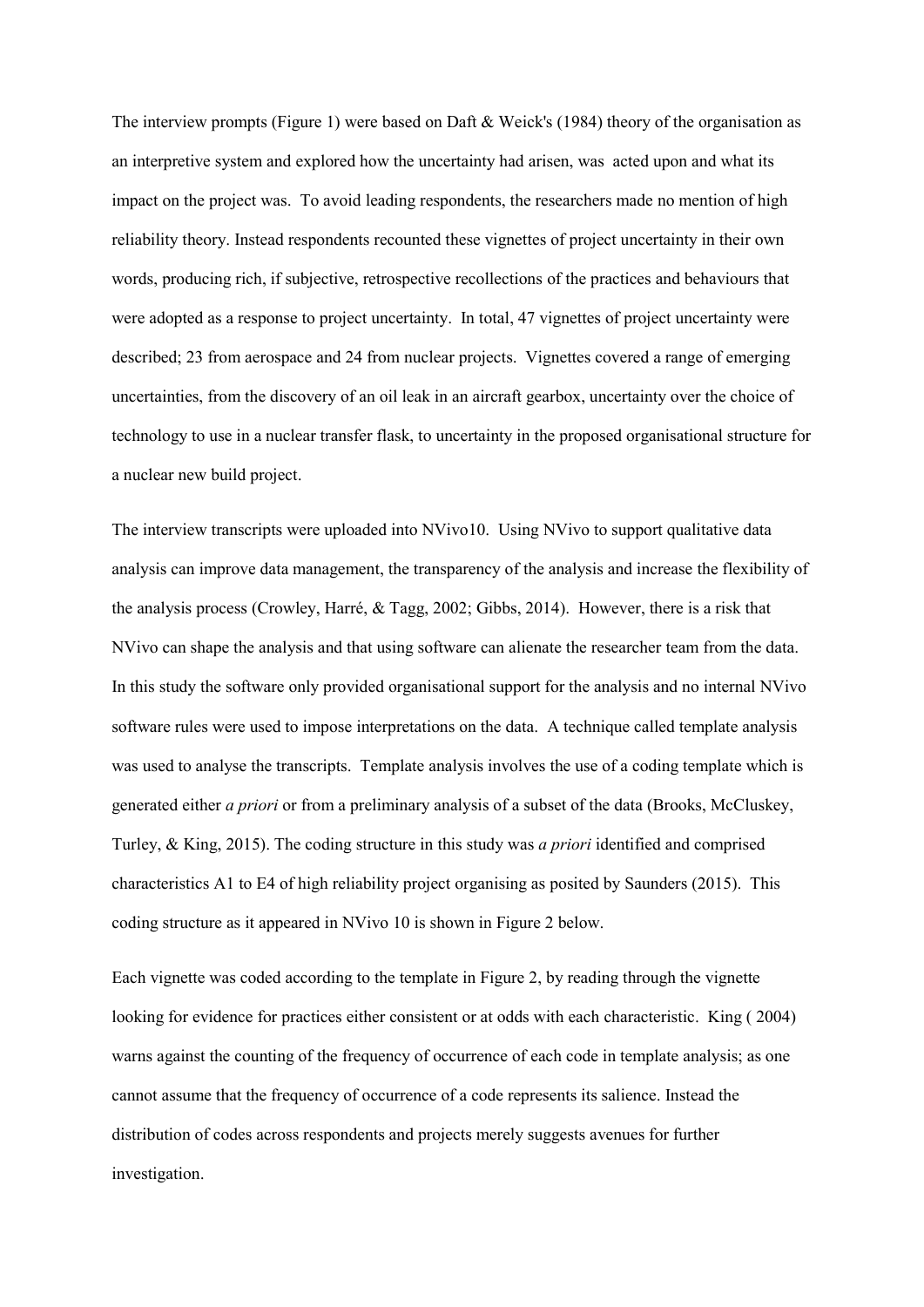The interview prompts (Figure 1) were based on Daft & Weick's (1984) theory of the organisation as an interpretive system and explored how the uncertainty had arisen, was acted upon and what its impact on the project was. To avoid leading respondents, the researchers made no mention of high reliability theory. Instead respondents recounted these vignettes of project uncertainty in their own words, producing rich, if subjective, retrospective recollections of the practices and behaviours that were adopted as a response to project uncertainty. In total, 47 vignettes of project uncertainty were described; 23 from aerospace and 24 from nuclear projects. Vignettes covered a range of emerging uncertainties, from the discovery of an oil leak in an aircraft gearbox, uncertainty over the choice of technology to use in a nuclear transfer flask, to uncertainty in the proposed organisational structure for a nuclear new build project.

The interview transcripts were uploaded into NVivo10. Using NVivo to support qualitative data analysis can improve data management, the transparency of the analysis and increase the flexibility of the analysis process (Crowley, Harré, & Tagg, 2002; Gibbs, 2014). However, there is a risk that NVivo can shape the analysis and that using software can alienate the researcher team from the data. In this study the software only provided organisational support for the analysis and no internal NVivo software rules were used to impose interpretations on the data. A technique called template analysis was used to analyse the transcripts. Template analysis involves the use of a coding template which is generated either *a priori* or from a preliminary analysis of a subset of the data (Brooks, McCluskey, Turley, & King, 2015). The coding structure in this study was *a priori* identified and comprised characteristics A1 to E4 of high reliability project organising as posited by Saunders (2015). This coding structure as it appeared in NVivo 10 is shown in Figure 2 below.

Each vignette was coded according to the template in Figure 2, by reading through the vignette looking for evidence for practices either consistent or at odds with each characteristic. King ( 2004) warns against the counting of the frequency of occurrence of each code in template analysis; as one cannot assume that the frequency of occurrence of a code represents its salience. Instead the distribution of codes across respondents and projects merely suggests avenues for further investigation.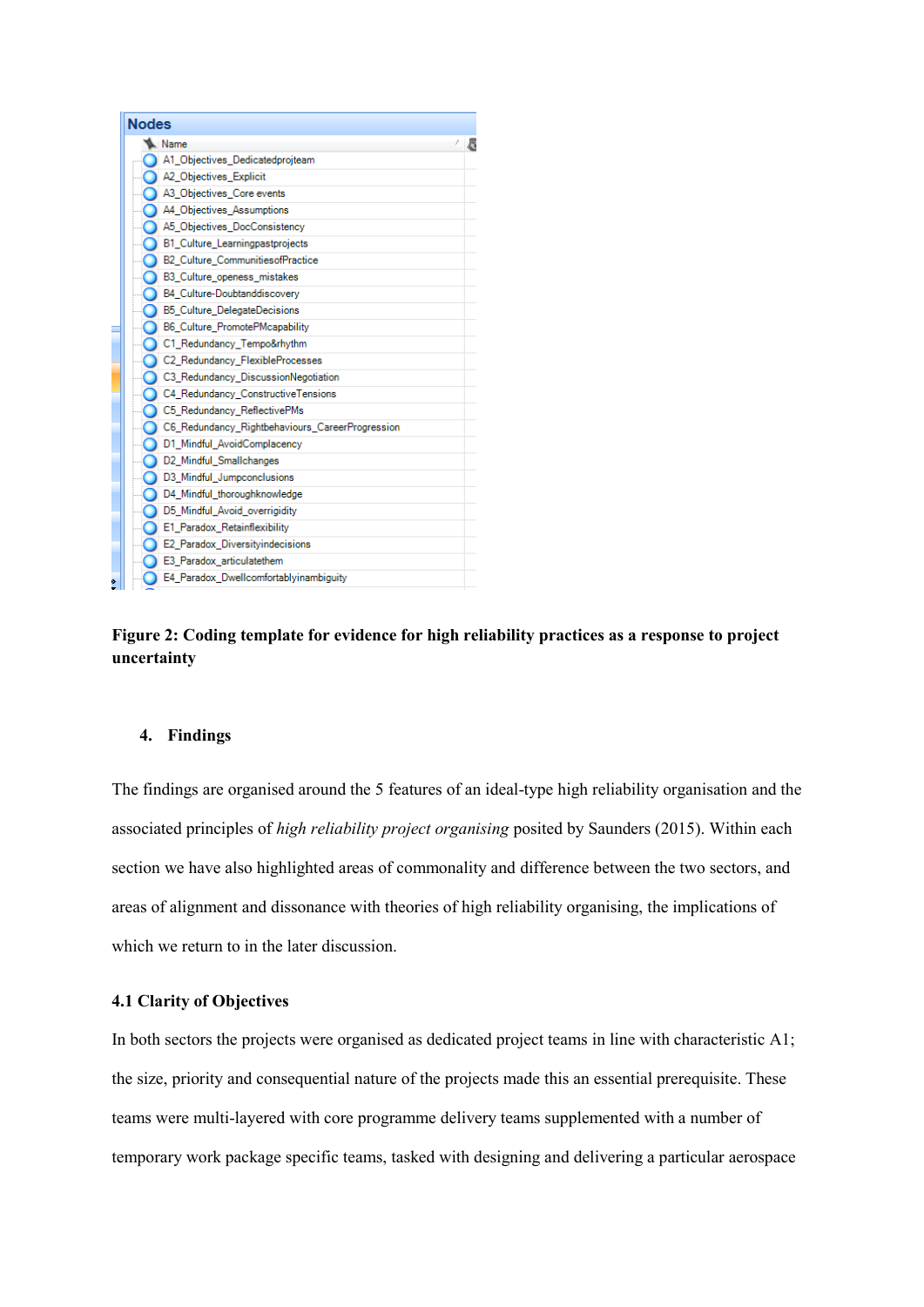**Nodes**

Name

- A1_Objectives_Dedicatedprojteam
- A2_Objectives_Explicit
- A3_Objectives_Core events
- A4_Objectives_Assumptions
- A5_Objectives_DocConsistency
- B1_Culture_Learningpastprojects
- B2_Culture_CommunitiesofPractice
- B3_Culture_openess_mistakes
- B4_Culture-Doubtanddiscovery
- B5_Culture_DelegateDecisions
- B6_Culture_PromotePMcapability
- C1_Redundancy_Tempo&rhythm
- C2_Redundancy_FlexibleProcesses
- C3_Redundancy_DiscussionNegotiation
- C4_Redundancy_ConstructiveTensions
- C5_Redundancy_ReflectivePMs
- C6_Redundancy_Rightbehaviours_CareerProgression
- D1_Mindful_AvoidComplacency
- D2_Mindful_Smallchanges
- D3_Mindful_Jumpconclusions
- D4_Mindful_thoroughknowledge
- D5_Mindful_Avoid_overrigidity
- E1_Paradox_Retainflexibility
- E2_Paradox_Diversityindecisions
- E3_Paradox_articulatethem
- E4_Paradox_Dwellcomfortablyinambiguity

**Figure 2: Coding template for evidence for high reliability practices as a response to project uncertainty**

## 4. Findings

The findings are organised around the 5 features of an ideal-type high reliability organisation and the associated principles of *high reliability project organising* posited by Saunders (2015). Within each section we have also highlighted areas of commonality and difference between the two sectors, and areas of alignment and dissonance with theories of high reliability organising, the implications of which we return to in the later discussion.

### 4.1 Clarity of Objectives

In both sectors the projects were organised as dedicated project teams in line with characteristic A1; the size, priority and consequential nature of the projects made this an essential prerequisite. These teams were multi-layered with core programme delivery teams supplemented with a number of temporary work package specific teams, tasked with designing and delivering a particular aerospace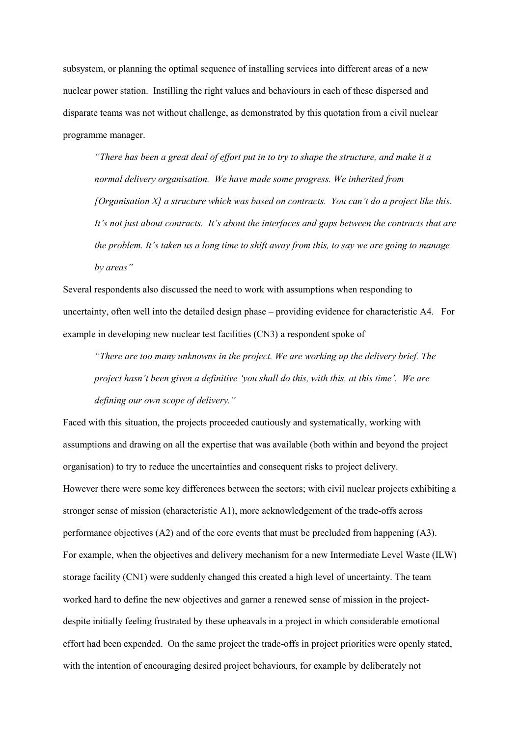subsystem, or planning the optimal sequence of installing services into different areas of a new nuclear power station. Instilling the right values and behaviours in each of these dispersed and disparate teams was not without challenge, as demonstrated by this quotation from a civil nuclear programme manager.

> *"There has been a great deal of effort put in to try to shape the structure, and make it a normal delivery organisation. We have made some progress. We inherited from [Organisation X] a structure which was based on contracts. You can't do a project like this. It's not just about contracts. It's about the interfaces and gaps between the contracts that are the problem. It's taken us a long time to shift away from this, to say we are going to manage by areas"*

Several respondents also discussed the need to work with assumptions when responding to uncertainty, often well into the detailed design phase – providing evidence for characteristic A4. For example in developing new nuclear test facilities (CN3) a respondent spoke of

> *"There are too many unknowns in the project. We are working up the delivery brief. The project hasn't been given a definitive 'you shall do this, with this, at this time'. We are defining our own scope of delivery."*

Faced with this situation, the projects proceeded cautiously and systematically, working with assumptions and drawing on all the expertise that was available (both within and beyond the project organisation) to try to reduce the uncertainties and consequent risks to project delivery.

However there were some key differences between the sectors; with civil nuclear projects exhibiting a stronger sense of mission (characteristic A1), more acknowledgement of the trade-offs across performance objectives (A2) and of the core events that must be precluded from happening (A3). For example, when the objectives and delivery mechanism for a new Intermediate Level Waste (ILW) storage facility (CN1) were suddenly changed this created a high level of uncertainty. The team worked hard to define the new objectives and garner a renewed sense of mission in the project- despite initially feeling frustrated by these upheavals in a project in which considerable emotional effort had been expended. On the same project the trade-offs in project priorities were openly stated, with the intention of encouraging desired project behaviours, for example by deliberately not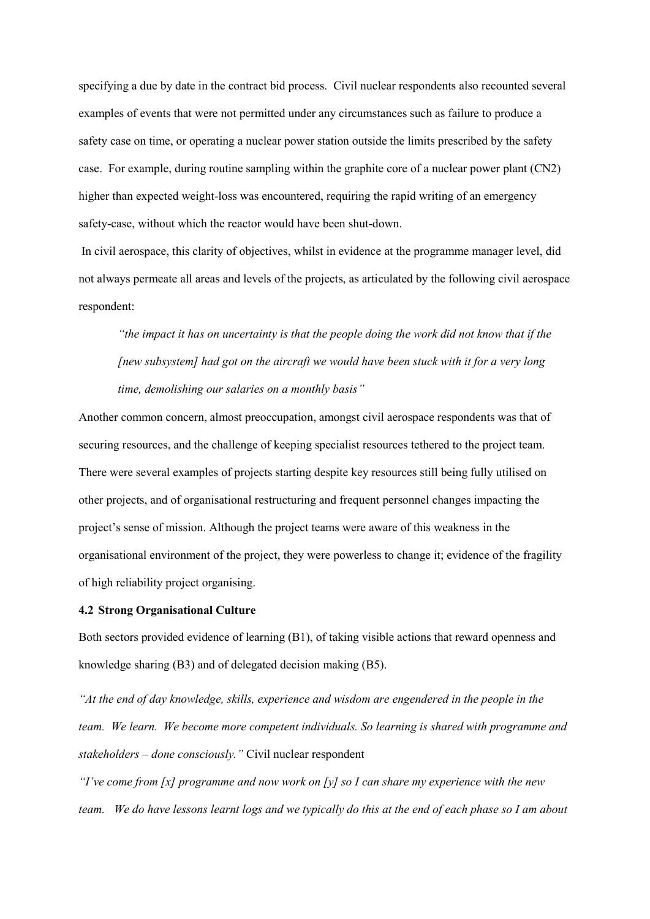specifying a due by date in the contract bid process. Civil nuclear respondents also recounted several examples of events that were not permitted under any circumstances such as failure to produce a safety case on time, or operating a nuclear power station outside the limits prescribed by the safety case. For example, during routine sampling within the graphite core of a nuclear power plant (CN2) higher than expected weight-loss was encountered, requiring the rapid writing of an emergency safety-case, without which the reactor would have been shut-down.

In civil aerospace, this clarity of objectives, whilst in evidence at the programme manager level, did not always permeate all areas and levels of the projects, as articulated by the following civil aerospace respondent:

> *"the impact it has on uncertainty is that the people doing the work did not know that if the [new subsystem] had got on the aircraft we would have been stuck with it for a very long time, demolishing our salaries on a monthly basis"*

Another common concern, almost preoccupation, amongst civil aerospace respondents was that of securing resources, and the challenge of keeping specialist resources tethered to the project team. There were several examples of projects starting despite key resources still being fully utilised on other projects, and of organisational restructuring and frequent personnel changes impacting the project's sense of mission. Although the project teams were aware of this weakness in the organisational environment of the project, they were powerless to change it; evidence of the fragility of high reliability project organising.

### 4.2 Strong Organisational Culture

Both sectors provided evidence of learning (B1), of taking visible actions that reward openness and knowledge sharing (B3) and of delegated decision making (B5).

*"At the end of day knowledge, skills, experience and wisdom are engendered in the people in the team. We learn. We become more competent individuals. So learning is shared with programme and stakeholders – done consciously."* Civil nuclear respondent

*"I've come from [x] programme and now work on [y] so I can share my experience with the new team. We do have lessons learnt logs and we typically do this at the end of each phase so I am about*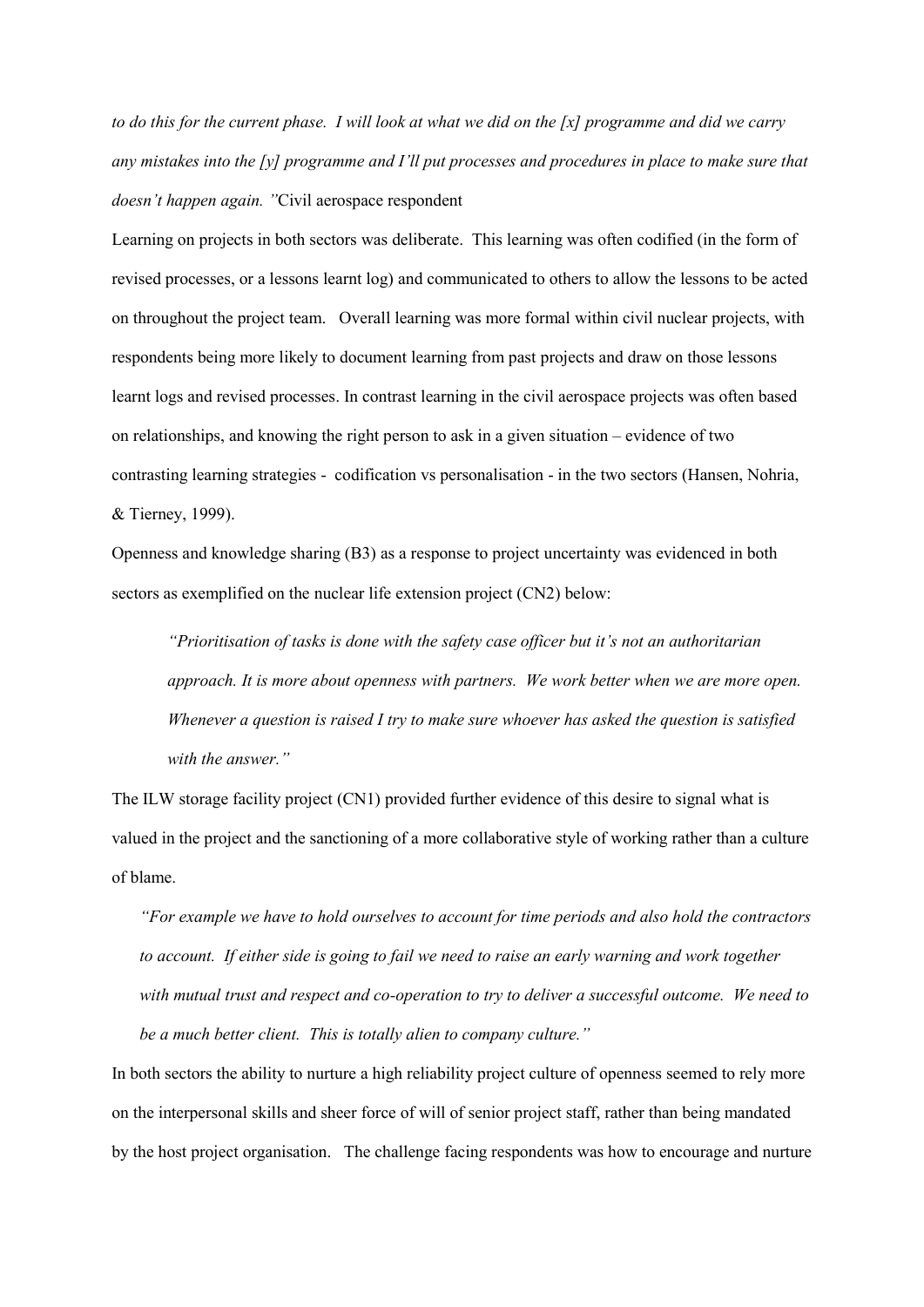*to do this for the current phase. I will look at what we did on the [x] programme and did we carry any mistakes into the [y] programme and I'll put processes and procedures in place to make sure that doesn't happen again. "*Civil aerospace respondent

Learning on projects in both sectors was deliberate. This learning was often codified (in the form of revised processes, or a lessons learnt log) and communicated to others to allow the lessons to be acted on throughout the project team. Overall learning was more formal within civil nuclear projects, with respondents being more likely to document learning from past projects and draw on those lessons learnt logs and revised processes. In contrast learning in the civil aerospace projects was often based on relationships, and knowing the right person to ask in a given situation – evidence of two contrasting learning strategies - codification vs personalisation - in the two sectors (Hansen, Nohria, & Tierney, 1999).

Openness and knowledge sharing (B3) as a response to project uncertainty was evidenced in both sectors as exemplified on the nuclear life extension project (CN2) below:

> *"Prioritisation of tasks is done with the safety case officer but it's not an authoritarian approach. It is more about openness with partners. We work better when we are more open. Whenever a question is raised I try to make sure whoever has asked the question is satisfied with the answer."*

The ILW storage facility project (CN1) provided further evidence of this desire to signal what is valued in the project and the sanctioning of a more collaborative style of working rather than a culture of blame.

> *"For example we have to hold ourselves to account for time periods and also hold the contractors to account. If either side is going to fail we need to raise an early warning and work together with mutual trust and respect and co-operation to try to deliver a successful outcome. We need to be a much better client. This is totally alien to company culture."*

In both sectors the ability to nurture a high reliability project culture of openness seemed to rely more on the interpersonal skills and sheer force of will of senior project staff, rather than being mandated by the host project organisation. The challenge facing respondents was how to encourage and nurture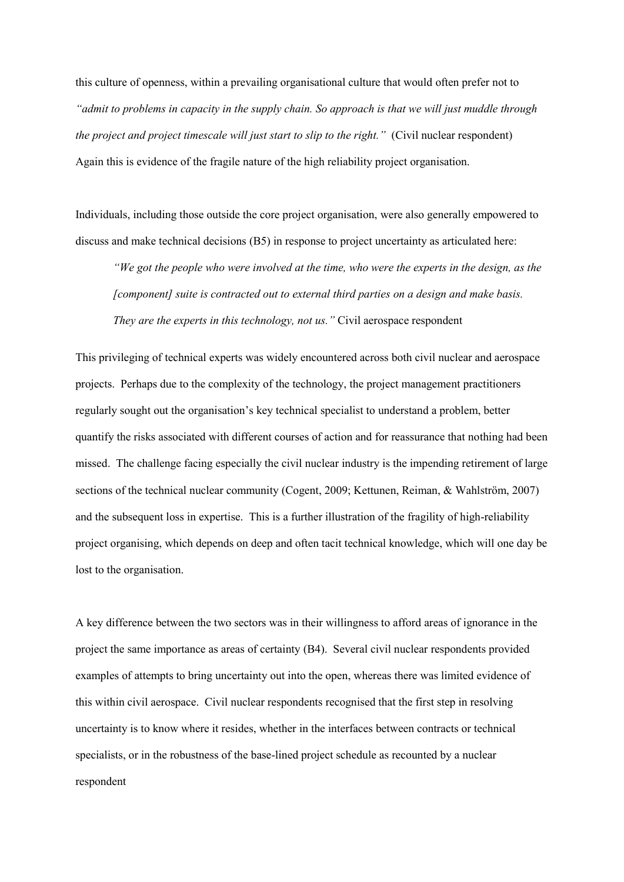this culture of openness, within a prevailing organisational culture that would often prefer not to *"admit to problems in capacity in the supply chain. So approach is that we will just muddle through the project and project timescale will just start to slip to the right."* (Civil nuclear respondent) Again this is evidence of the fragile nature of the high reliability project organisation.

Individuals, including those outside the core project organisation, were also generally empowered to discuss and make technical decisions (B5) in response to project uncertainty as articulated here:

> *"We got the people who were involved at the time, who were the experts in the design, as the [component] suite is contracted out to external third parties on a design and make basis. They are the experts in this technology, not us."* Civil aerospace respondent

This privileging of technical experts was widely encountered across both civil nuclear and aerospace projects. Perhaps due to the complexity of the technology, the project management practitioners regularly sought out the organisation's key technical specialist to understand a problem, better quantify the risks associated with different courses of action and for reassurance that nothing had been missed. The challenge facing especially the civil nuclear industry is the impending retirement of large sections of the technical nuclear community (Cogent, 2009; Kettunen, Reiman, & Wahlström, 2007) and the subsequent loss in expertise. This is a further illustration of the fragility of high-reliability project organising, which depends on deep and often tacit technical knowledge, which will one day be lost to the organisation.

A key difference between the two sectors was in their willingness to afford areas of ignorance in the project the same importance as areas of certainty (B4). Several civil nuclear respondents provided examples of attempts to bring uncertainty out into the open, whereas there was limited evidence of this within civil aerospace. Civil nuclear respondents recognised that the first step in resolving uncertainty is to know where it resides, whether in the interfaces between contracts or technical specialists, or in the robustness of the base-lined project schedule as recounted by a nuclear respondent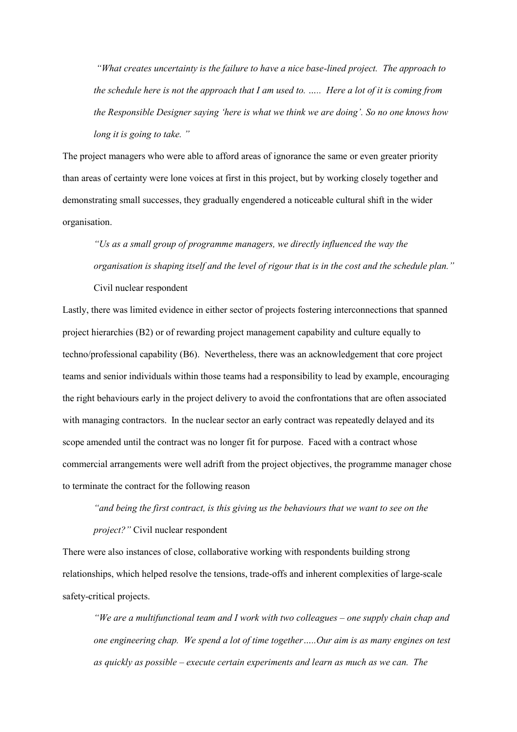> *"What creates uncertainty is the failure to have a nice base-lined project. The approach to the schedule here is not the approach that I am used to. ….. Here a lot of it is coming from the Responsible Designer saying 'here is what we think we are doing'. So no one knows how long it is going to take. "*

The project managers who were able to afford areas of ignorance the same or even greater priority than areas of certainty were lone voices at first in this project, but by working closely together and demonstrating small successes, they gradually engendered a noticeable cultural shift in the wider organisation.

> *"Us as a small group of programme managers, we directly influenced the way the organisation is shaping itself and the level of rigour that is in the cost and the schedule plan."* Civil nuclear respondent

Lastly, there was limited evidence in either sector of projects fostering interconnections that spanned project hierarchies (B2) or of rewarding project management capability and culture equally to techno/professional capability (B6). Nevertheless, there was an acknowledgement that core project teams and senior individuals within those teams had a responsibility to lead by example, encouraging the right behaviours early in the project delivery to avoid the confrontations that are often associated with managing contractors. In the nuclear sector an early contract was repeatedly delayed and its scope amended until the contract was no longer fit for purpose. Faced with a contract whose commercial arrangements were well adrift from the project objectives, the programme manager chose to terminate the contract for the following reason

> *"and being the first contract, is this giving us the behaviours that we want to see on the project?"* Civil nuclear respondent

There were also instances of close, collaborative working with respondents building strong relationships, which helped resolve the tensions, trade-offs and inherent complexities of large-scale safety-critical projects.

> *"We are a multifunctional team and I work with two colleagues – one supply chain chap and one engineering chap. We spend a lot of time together…..Our aim is as many engines on test as quickly as possible – execute certain experiments and learn as much as we can. The*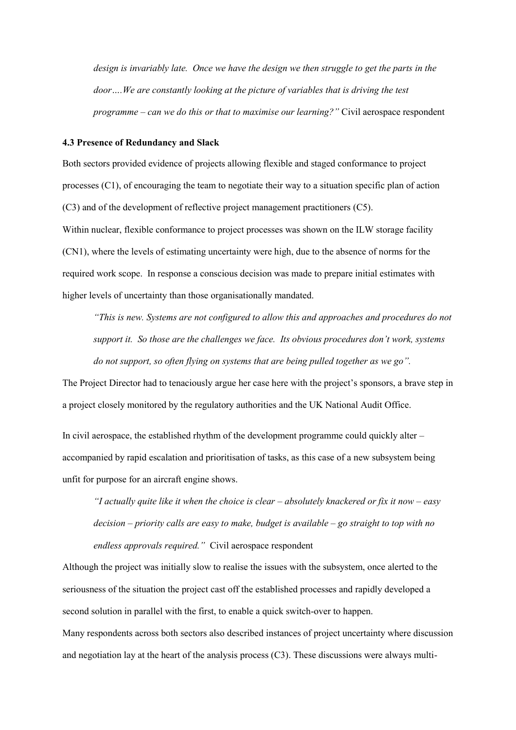*design is invariably late. Once we have the design we then struggle to get the parts in the door….We are constantly looking at the picture of variables that is driving the test programme – can we do this or that to maximise our learning?"* Civil aerospace respondent

### 4.3 Presence of Redundancy and Slack

Both sectors provided evidence of projects allowing flexible and staged conformance to project processes (C1), of encouraging the team to negotiate their way to a situation specific plan of action (C3) and of the development of reflective project management practitioners (C5).

Within nuclear, flexible conformance to project processes was shown on the ILW storage facility (CN1), where the levels of estimating uncertainty were high, due to the absence of norms for the required work scope. In response a conscious decision was made to prepare initial estimates with higher levels of uncertainty than those organisationally mandated.

> *"This is new. Systems are not configured to allow this and approaches and procedures do not support it. So those are the challenges we face. Its obvious procedures don't work, systems do not support, so often flying on systems that are being pulled together as we go".*

The Project Director had to tenaciously argue her case here with the project's sponsors, a brave step in a project closely monitored by the regulatory authorities and the UK National Audit Office.

In civil aerospace, the established rhythm of the development programme could quickly alter – accompanied by rapid escalation and prioritisation of tasks, as this case of a new subsystem being unfit for purpose for an aircraft engine shows.

> *"I actually quite like it when the choice is clear – absolutely knackered or fix it now – easy decision – priority calls are easy to make, budget is available – go straight to top with no endless approvals required."* Civil aerospace respondent

Although the project was initially slow to realise the issues with the subsystem, once alerted to the seriousness of the situation the project cast off the established processes and rapidly developed a second solution in parallel with the first, to enable a quick switch-over to happen.

Many respondents across both sectors also described instances of project uncertainty where discussion and negotiation lay at the heart of the analysis process (C3). These discussions were always multi-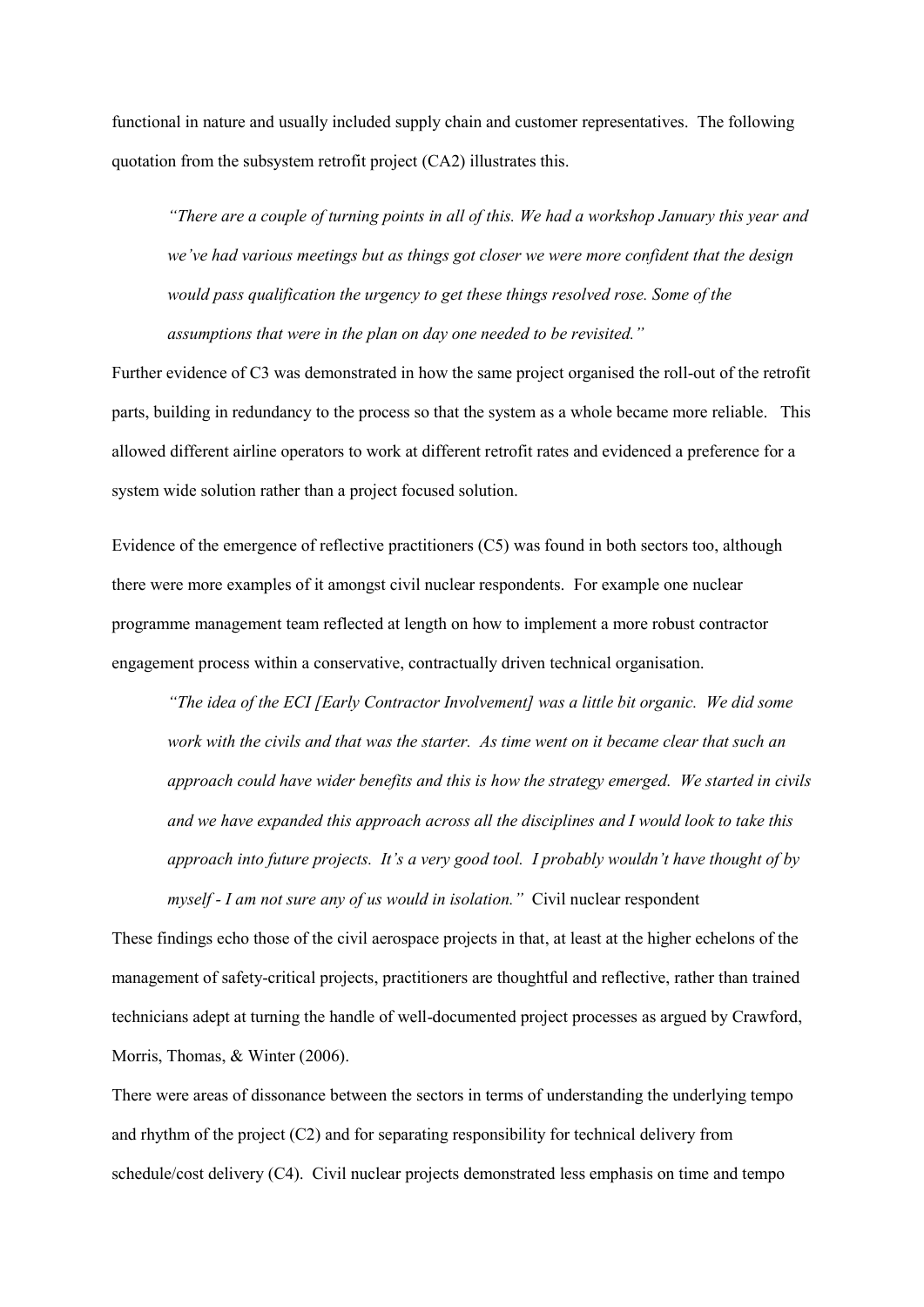functional in nature and usually included supply chain and customer representatives. The following quotation from the subsystem retrofit project (CA2) illustrates this.

> *"There are a couple of turning points in all of this. We had a workshop January this year and we've had various meetings but as things got closer we were more confident that the design would pass qualification the urgency to get these things resolved rose. Some of the assumptions that were in the plan on day one needed to be revisited."*

Further evidence of C3 was demonstrated in how the same project organised the roll-out of the retrofit parts, building in redundancy to the process so that the system as a whole became more reliable. This allowed different airline operators to work at different retrofit rates and evidenced a preference for a system wide solution rather than a project focused solution.

Evidence of the emergence of reflective practitioners (C5) was found in both sectors too, although there were more examples of it amongst civil nuclear respondents. For example one nuclear programme management team reflected at length on how to implement a more robust contractor engagement process within a conservative, contractually driven technical organisation.

> *"The idea of the ECI [Early Contractor Involvement] was a little bit organic. We did some work with the civils and that was the starter. As time went on it became clear that such an approach could have wider benefits and this is how the strategy emerged. We started in civils and we have expanded this approach across all the disciplines and I would look to take this approach into future projects. It's a very good tool. I probably wouldn't have thought of by myself - I am not sure any of us would in isolation."* Civil nuclear respondent

These findings echo those of the civil aerospace projects in that, at least at the higher echelons of the management of safety-critical projects, practitioners are thoughtful and reflective, rather than trained technicians adept at turning the handle of well-documented project processes as argued by Crawford, Morris, Thomas, & Winter (2006).

There were areas of dissonance between the sectors in terms of understanding the underlying tempo and rhythm of the project (C2) and for separating responsibility for technical delivery from schedule/cost delivery (C4). Civil nuclear projects demonstrated less emphasis on time and tempo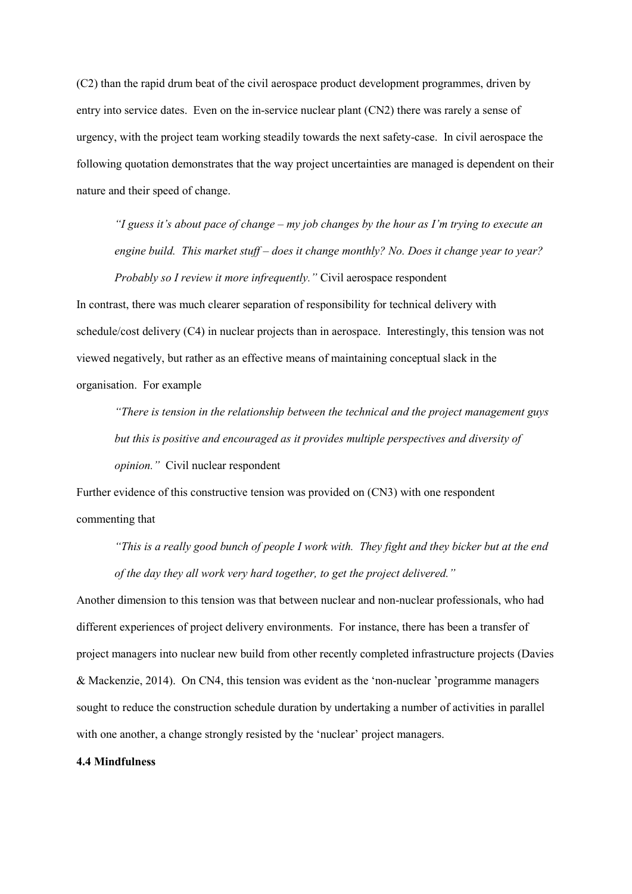(C2) than the rapid drum beat of the civil aerospace product development programmes, driven by entry into service dates. Even on the in-service nuclear plant (CN2) there was rarely a sense of urgency, with the project team working steadily towards the next safety-case. In civil aerospace the following quotation demonstrates that the way project uncertainties are managed is dependent on their nature and their speed of change.

> *"I guess it's about pace of change – my job changes by the hour as I'm trying to execute an engine build. This market stuff – does it change monthly? No. Does it change year to year? Probably so I review it more infrequently."* Civil aerospace respondent

In contrast, there was much clearer separation of responsibility for technical delivery with schedule/cost delivery (C4) in nuclear projects than in aerospace. Interestingly, this tension was not viewed negatively, but rather as an effective means of maintaining conceptual slack in the organisation. For example

> *"There is tension in the relationship between the technical and the project management guys but this is positive and encouraged as it provides multiple perspectives and diversity of opinion."* Civil nuclear respondent

Further evidence of this constructive tension was provided on (CN3) with one respondent commenting that

> *"This is a really good bunch of people I work with. They fight and they bicker but at the end of the day they all work very hard together, to get the project delivered."*

Another dimension to this tension was that between nuclear and non-nuclear professionals, who had different experiences of project delivery environments. For instance, there has been a transfer of project managers into nuclear new build from other recently completed infrastructure projects (Davies & Mackenzie, 2014). On CN4, this tension was evident as the 'non-nuclear 'programme managers sought to reduce the construction schedule duration by undertaking a number of activities in parallel with one another, a change strongly resisted by the 'nuclear' project managers.

### 4.4 Mindfulness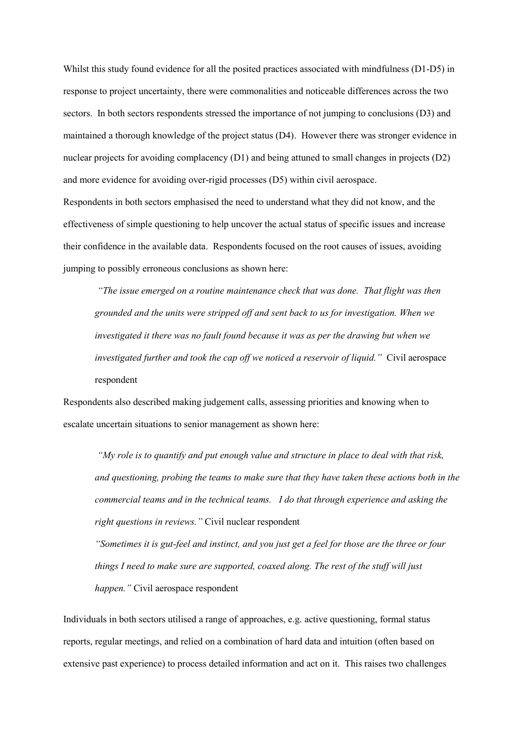Whilst this study found evidence for all the posited practices associated with mindfulness (D1-D5) in response to project uncertainty, there were commonalities and noticeable differences across the two sectors. In both sectors respondents stressed the importance of not jumping to conclusions (D3) and maintained a thorough knowledge of the project status (D4). However there was stronger evidence in nuclear projects for avoiding complacency (D1) and being attuned to small changes in projects (D2) and more evidence for avoiding over-rigid processes (D5) within civil aerospace.

Respondents in both sectors emphasised the need to understand what they did not know, and the effectiveness of simple questioning to help uncover the actual status of specific issues and increase their confidence in the available data. Respondents focused on the root causes of issues, avoiding jumping to possibly erroneous conclusions as shown here:

> *"The issue emerged on a routine maintenance check that was done. That flight was then grounded and the units were stripped off and sent back to us for investigation. When we investigated it there was no fault found because it was as per the drawing but when we investigated further and took the cap off we noticed a reservoir of liquid."* Civil aerospace respondent

Respondents also described making judgement calls, assessing priorities and knowing when to escalate uncertain situations to senior management as shown here:

> *"My role is to quantify and put enough value and structure in place to deal with that risk, and questioning, probing the teams to make sure that they have taken these actions both in the commercial teams and in the technical teams. I do that through experience and asking the right questions in reviews."* Civil nuclear respondent
>
> *"Sometimes it is gut-feel and instinct, and you just get a feel for those are the three or four things I need to make sure are supported, coaxed along. The rest of the stuff will just happen."* Civil aerospace respondent

Individuals in both sectors utilised a range of approaches, e.g. active questioning, formal status reports, regular meetings, and relied on a combination of hard data and intuition (often based on extensive past experience) to process detailed information and act on it. This raises two challenges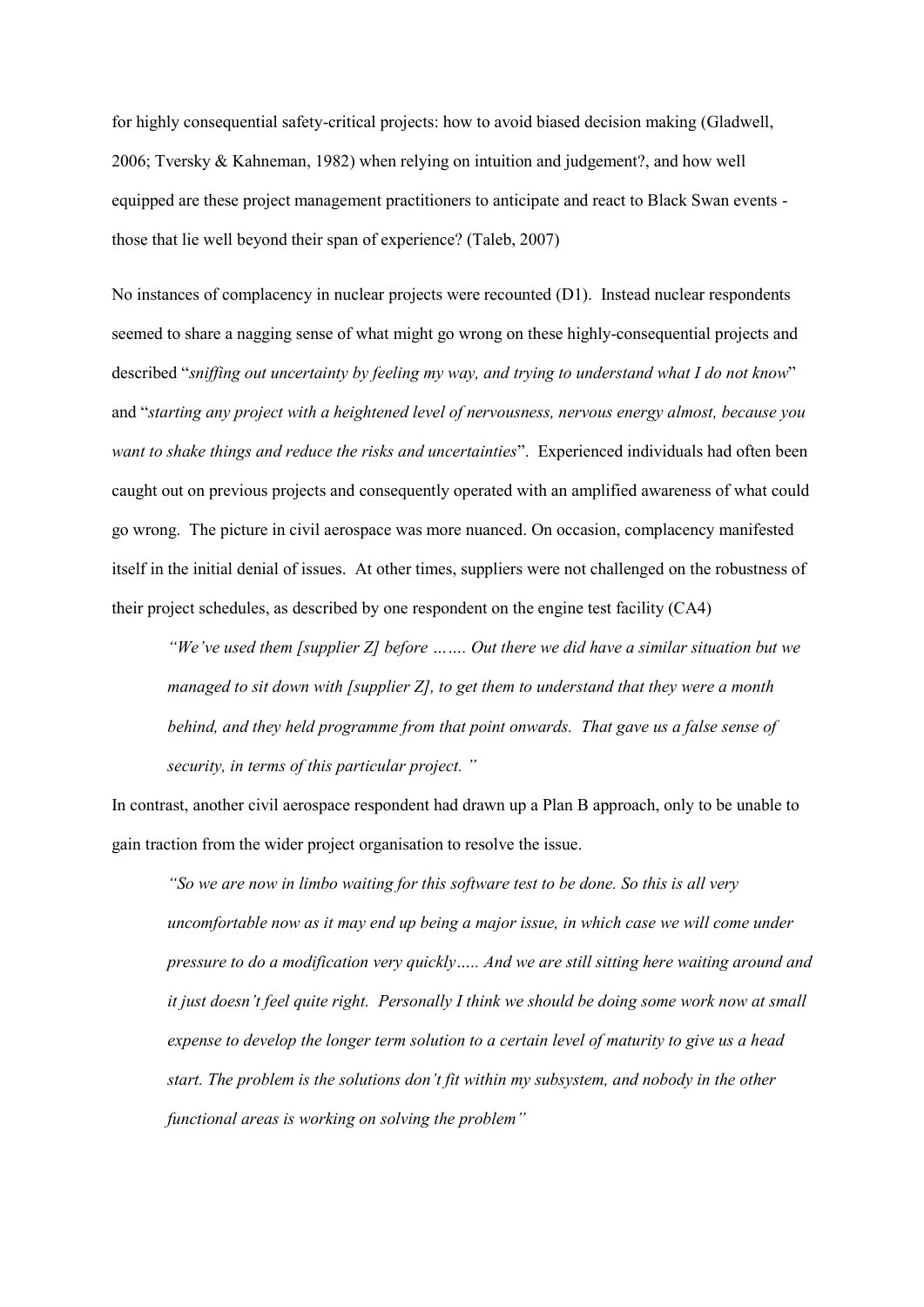for highly consequential safety-critical projects: how to avoid biased decision making (Gladwell, 2006; Tversky & Kahneman, 1982) when relying on intuition and judgement?, and how well equipped are these project management practitioners to anticipate and react to Black Swan events - those that lie well beyond their span of experience? (Taleb, 2007)

No instances of complacency in nuclear projects were recounted (D1). Instead nuclear respondents seemed to share a nagging sense of what might go wrong on these highly-consequential projects and described "*sniffing out uncertainty by feeling my way, and trying to understand what I do not know*" and "*starting any project with a heightened level of nervousness, nervous energy almost, because you want to shake things and reduce the risks and uncertainties*". Experienced individuals had often been caught out on previous projects and consequently operated with an amplified awareness of what could go wrong. The picture in civil aerospace was more nuanced. On occasion, complacency manifested itself in the initial denial of issues. At other times, suppliers were not challenged on the robustness of their project schedules, as described by one respondent on the engine test facility (CA4)

> *"We've used them [supplier Z] before ……. Out there we did have a similar situation but we managed to sit down with [supplier Z], to get them to understand that they were a month behind, and they held programme from that point onwards. That gave us a false sense of security, in terms of this particular project. "*

In contrast, another civil aerospace respondent had drawn up a Plan B approach, only to be unable to gain traction from the wider project organisation to resolve the issue.

> *"So we are now in limbo waiting for this software test to be done. So this is all very uncomfortable now as it may end up being a major issue, in which case we will come under pressure to do a modification very quickly….. And we are still sitting here waiting around and it just doesn't feel quite right. Personally I think we should be doing some work now at small expense to develop the longer term solution to a certain level of maturity to give us a head start. The problem is the solutions don't fit within my subsystem, and nobody in the other functional areas is working on solving the problem"*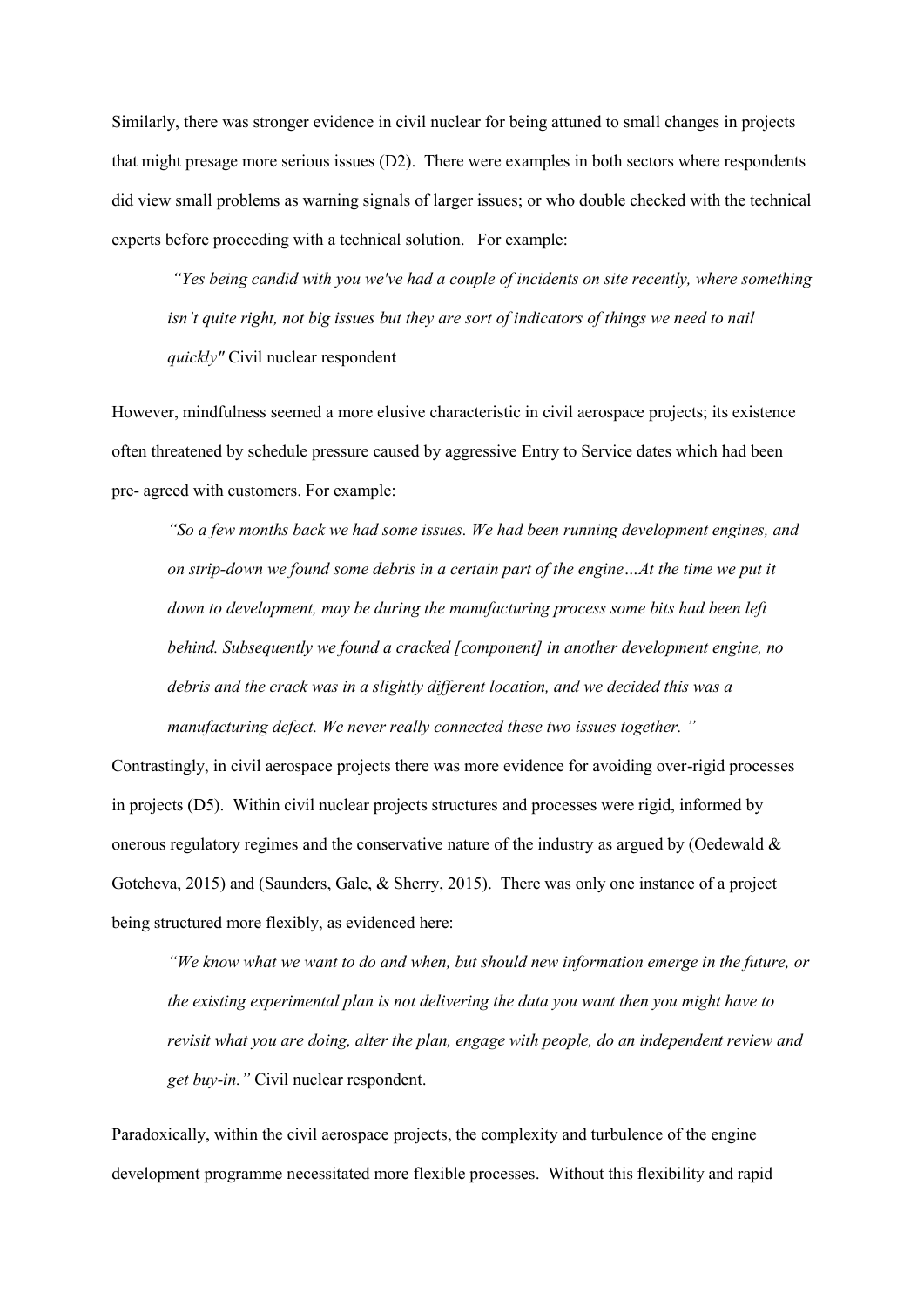Similarly, there was stronger evidence in civil nuclear for being attuned to small changes in projects that might presage more serious issues (D2). There were examples in both sectors where respondents did view small problems as warning signals of larger issues; or who double checked with the technical experts before proceeding with a technical solution. For example:

> *"Yes being candid with you we've had a couple of incidents on site recently, where something isn't quite right, not big issues but they are sort of indicators of things we need to nail quickly"* Civil nuclear respondent

However, mindfulness seemed a more elusive characteristic in civil aerospace projects; its existence often threatened by schedule pressure caused by aggressive Entry to Service dates which had been pre- agreed with customers. For example:

> *"So a few months back we had some issues. We had been running development engines, and on strip-down we found some debris in a certain part of the engine…At the time we put it down to development, may be during the manufacturing process some bits had been left behind. Subsequently we found a cracked [component] in another development engine, no debris and the crack was in a slightly different location, and we decided this was a manufacturing defect. We never really connected these two issues together. "*

Contrastingly, in civil aerospace projects there was more evidence for avoiding over-rigid processes in projects (D5). Within civil nuclear projects structures and processes were rigid, informed by onerous regulatory regimes and the conservative nature of the industry as argued by (Oedewald & Gotcheva, 2015) and (Saunders, Gale, & Sherry, 2015). There was only one instance of a project being structured more flexibly, as evidenced here:

> *"We know what we want to do and when, but should new information emerge in the future, or the existing experimental plan is not delivering the data you want then you might have to revisit what you are doing, alter the plan, engage with people, do an independent review and get buy-in."* Civil nuclear respondent.

Paradoxically, within the civil aerospace projects, the complexity and turbulence of the engine development programme necessitated more flexible processes. Without this flexibility and rapid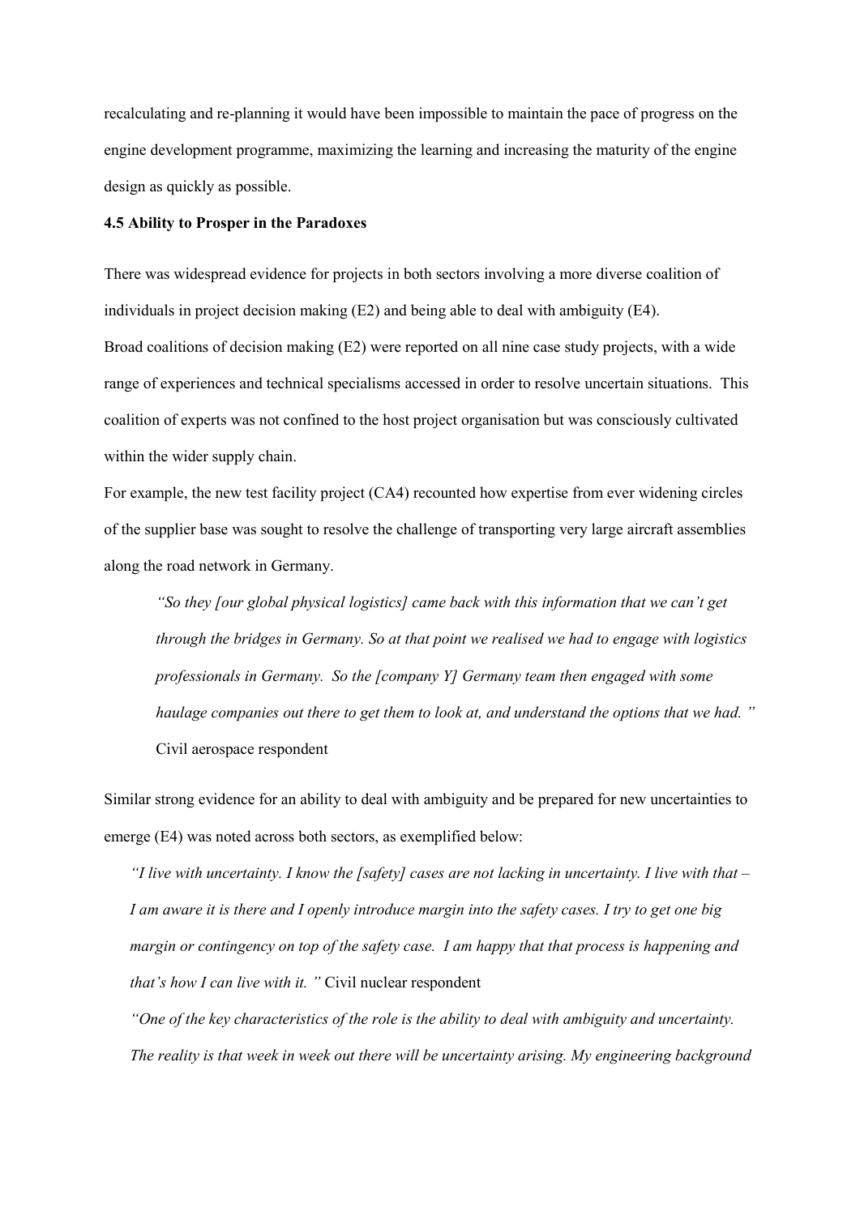recalculating and re-planning it would have been impossible to maintain the pace of progress on the engine development programme, maximizing the learning and increasing the maturity of the engine design as quickly as possible.

### 4.5 Ability to Prosper in the Paradoxes

There was widespread evidence for projects in both sectors involving a more diverse coalition of individuals in project decision making (E2) and being able to deal with ambiguity (E4).

Broad coalitions of decision making (E2) were reported on all nine case study projects, with a wide range of experiences and technical specialisms accessed in order to resolve uncertain situations. This coalition of experts was not confined to the host project organisation but was consciously cultivated within the wider supply chain.

For example, the new test facility project (CA4) recounted how expertise from ever widening circles of the supplier base was sought to resolve the challenge of transporting very large aircraft assemblies along the road network in Germany.

> *"So they [our global physical logistics] came back with this information that we can't get through the bridges in Germany. So at that point we realised we had to engage with logistics professionals in Germany. So the [company Y] Germany team then engaged with some haulage companies out there to get them to look at, and understand the options that we had."* Civil aerospace respondent

Similar strong evidence for an ability to deal with ambiguity and be prepared for new uncertainties to emerge (E4) was noted across both sectors, as exemplified below:

> *"I live with uncertainty. I know the [safety] cases are not lacking in uncertainty. I live with that – I am aware it is there and I openly introduce margin into the safety cases. I try to get one big margin or contingency on top of the safety case. I am happy that that process is happening and that's how I can live with it."* Civil nuclear respondent

> *"One of the key characteristics of the role is the ability to deal with ambiguity and uncertainty. The reality is that week in week out there will be uncertainty arising. My engineering background*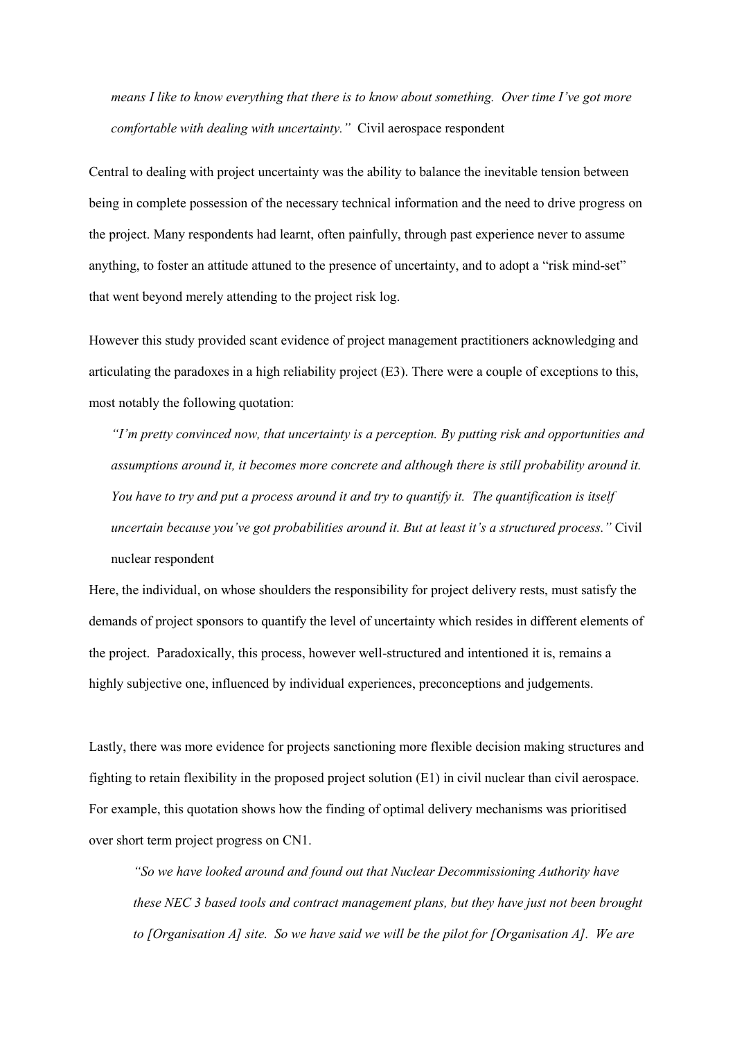*means I like to know everything that there is to know about something. Over time I've got more comfortable with dealing with uncertainty."* Civil aerospace respondent

Central to dealing with project uncertainty was the ability to balance the inevitable tension between being in complete possession of the necessary technical information and the need to drive progress on the project. Many respondents had learnt, often painfully, through past experience never to assume anything, to foster an attitude attuned to the presence of uncertainty, and to adopt a "risk mind-set" that went beyond merely attending to the project risk log.

However this study provided scant evidence of project management practitioners acknowledging and articulating the paradoxes in a high reliability project (E3). There were a couple of exceptions to this, most notably the following quotation:

> *"I'm pretty convinced now, that uncertainty is a perception. By putting risk and opportunities and assumptions around it, it becomes more concrete and although there is still probability around it. You have to try and put a process around it and try to quantify it. The quantification is itself uncertain because you've got probabilities around it. But at least it's a structured process."* Civil nuclear respondent

Here, the individual, on whose shoulders the responsibility for project delivery rests, must satisfy the demands of project sponsors to quantify the level of uncertainty which resides in different elements of the project. Paradoxically, this process, however well-structured and intentioned it is, remains a highly subjective one, influenced by individual experiences, preconceptions and judgements.

Lastly, there was more evidence for projects sanctioning more flexible decision making structures and fighting to retain flexibility in the proposed project solution (E1) in civil nuclear than civil aerospace. For example, this quotation shows how the finding of optimal delivery mechanisms was prioritised over short term project progress on CN1.

> *"So we have looked around and found out that Nuclear Decommissioning Authority have these NEC 3 based tools and contract management plans, but they have just not been brought to [Organisation A] site. So we have said we will be the pilot for [Organisation A]. We are*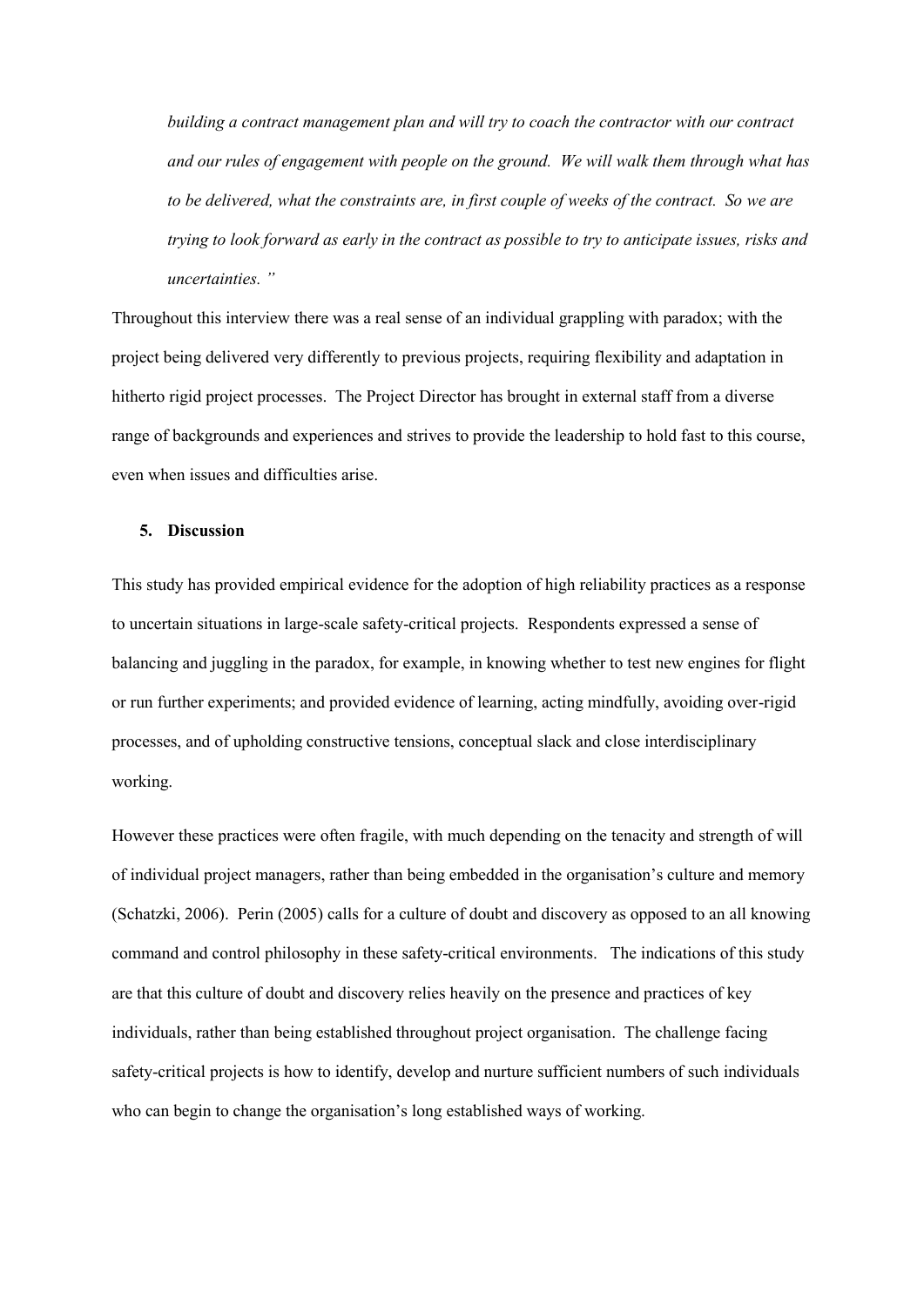*building a contract management plan and will try to coach the contractor with our contract and our rules of engagement with people on the ground. We will walk them through what has to be delivered, what the constraints are, in first couple of weeks of the contract. So we are trying to look forward as early in the contract as possible to try to anticipate issues, risks and uncertainties. "*

Throughout this interview there was a real sense of an individual grappling with paradox; with the project being delivered very differently to previous projects, requiring flexibility and adaptation in hitherto rigid project processes. The Project Director has brought in external staff from a diverse range of backgrounds and experiences and strives to provide the leadership to hold fast to this course, even when issues and difficulties arise.

## 5. Discussion

This study has provided empirical evidence for the adoption of high reliability practices as a response to uncertain situations in large-scale safety-critical projects. Respondents expressed a sense of balancing and juggling in the paradox, for example, in knowing whether to test new engines for flight or run further experiments; and provided evidence of learning, acting mindfully, avoiding over-rigid processes, and of upholding constructive tensions, conceptual slack and close interdisciplinary working.

However these practices were often fragile, with much depending on the tenacity and strength of will of individual project managers, rather than being embedded in the organisation's culture and memory (Schatzki, 2006). Perin (2005) calls for a culture of doubt and discovery as opposed to an all knowing command and control philosophy in these safety-critical environments. The indications of this study are that this culture of doubt and discovery relies heavily on the presence and practices of key individuals, rather than being established throughout project organisation. The challenge facing safety-critical projects is how to identify, develop and nurture sufficient numbers of such individuals who can begin to change the organisation's long established ways of working.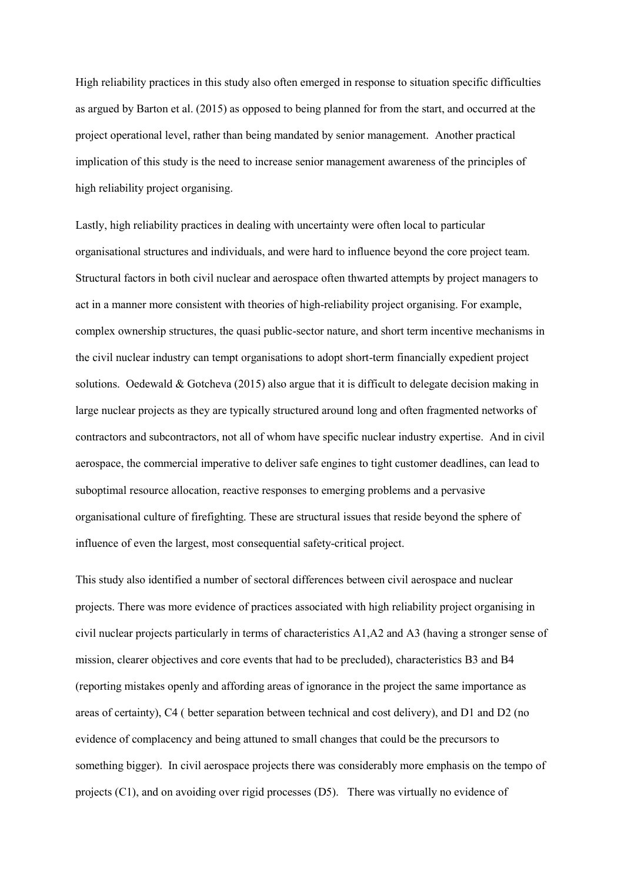High reliability practices in this study also often emerged in response to situation specific difficulties as argued by Barton et al. (2015) as opposed to being planned for from the start, and occurred at the project operational level, rather than being mandated by senior management. Another practical implication of this study is the need to increase senior management awareness of the principles of high reliability project organising.

Lastly, high reliability practices in dealing with uncertainty were often local to particular organisational structures and individuals, and were hard to influence beyond the core project team. Structural factors in both civil nuclear and aerospace often thwarted attempts by project managers to act in a manner more consistent with theories of high-reliability project organising. For example, complex ownership structures, the quasi public-sector nature, and short term incentive mechanisms in the civil nuclear industry can tempt organisations to adopt short-term financially expedient project solutions. Oedewald & Gotcheva (2015) also argue that it is difficult to delegate decision making in large nuclear projects as they are typically structured around long and often fragmented networks of contractors and subcontractors, not all of whom have specific nuclear industry expertise. And in civil aerospace, the commercial imperative to deliver safe engines to tight customer deadlines, can lead to suboptimal resource allocation, reactive responses to emerging problems and a pervasive organisational culture of firefighting. These are structural issues that reside beyond the sphere of influence of even the largest, most consequential safety-critical project.

This study also identified a number of sectoral differences between civil aerospace and nuclear projects. There was more evidence of practices associated with high reliability project organising in civil nuclear projects particularly in terms of characteristics A1,A2 and A3 (having a stronger sense of mission, clearer objectives and core events that had to be precluded), characteristics B3 and B4 (reporting mistakes openly and affording areas of ignorance in the project the same importance as areas of certainty), C4 ( better separation between technical and cost delivery), and D1 and D2 (no evidence of complacency and being attuned to small changes that could be the precursors to something bigger). In civil aerospace projects there was considerably more emphasis on the tempo of projects (C1), and on avoiding over rigid processes (D5). There was virtually no evidence of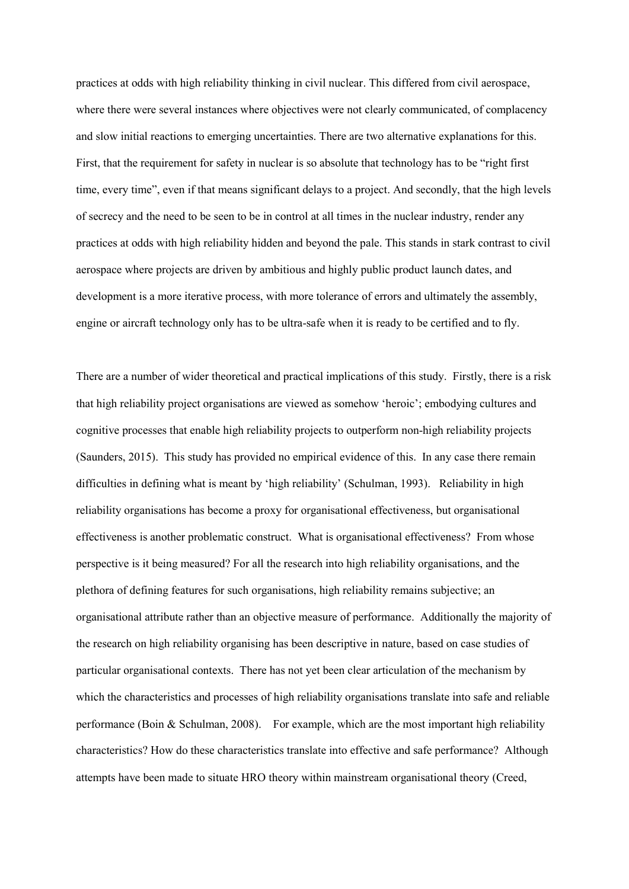practices at odds with high reliability thinking in civil nuclear. This differed from civil aerospace, where there were several instances where objectives were not clearly communicated, of complacency and slow initial reactions to emerging uncertainties. There are two alternative explanations for this. First, that the requirement for safety in nuclear is so absolute that technology has to be "right first time, every time", even if that means significant delays to a project. And secondly, that the high levels of secrecy and the need to be seen to be in control at all times in the nuclear industry, render any practices at odds with high reliability hidden and beyond the pale. This stands in stark contrast to civil aerospace where projects are driven by ambitious and highly public product launch dates, and development is a more iterative process, with more tolerance of errors and ultimately the assembly, engine or aircraft technology only has to be ultra-safe when it is ready to be certified and to fly.

There are a number of wider theoretical and practical implications of this study. Firstly, there is a risk that high reliability project organisations are viewed as somehow 'heroic'; embodying cultures and cognitive processes that enable high reliability projects to outperform non-high reliability projects (Saunders, 2015). This study has provided no empirical evidence of this. In any case there remain difficulties in defining what is meant by 'high reliability' (Schulman, 1993). Reliability in high reliability organisations has become a proxy for organisational effectiveness, but organisational effectiveness is another problematic construct. What is organisational effectiveness? From whose perspective is it being measured? For all the research into high reliability organisations, and the plethora of defining features for such organisations, high reliability remains subjective; an organisational attribute rather than an objective measure of performance. Additionally the majority of the research on high reliability organising has been descriptive in nature, based on case studies of particular organisational contexts. There has not yet been clear articulation of the mechanism by which the characteristics and processes of high reliability organisations translate into safe and reliable performance (Boin & Schulman, 2008). For example, which are the most important high reliability characteristics? How do these characteristics translate into effective and safe performance? Although attempts have been made to situate HRO theory within mainstream organisational theory (Creed,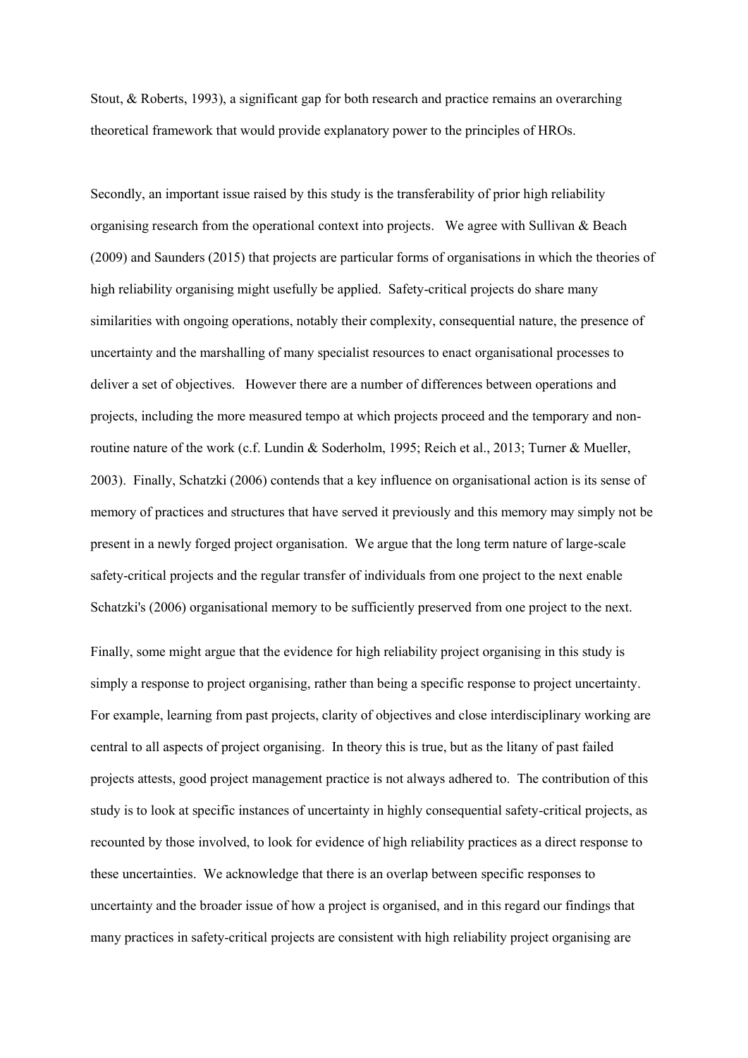Stout, & Roberts, 1993), a significant gap for both research and practice remains an overarching theoretical framework that would provide explanatory power to the principles of HROs.

Secondly, an important issue raised by this study is the transferability of prior high reliability organising research from the operational context into projects. We agree with Sullivan & Beach (2009) and Saunders (2015) that projects are particular forms of organisations in which the theories of high reliability organising might usefully be applied. Safety-critical projects do share many similarities with ongoing operations, notably their complexity, consequential nature, the presence of uncertainty and the marshalling of many specialist resources to enact organisational processes to deliver a set of objectives. However there are a number of differences between operations and projects, including the more measured tempo at which projects proceed and the temporary and non-routine nature of the work (c.f. Lundin & Soderholm, 1995; Reich et al., 2013; Turner & Mueller, 2003). Finally, Schatzki (2006) contends that a key influence on organisational action is its sense of memory of practices and structures that have served it previously and this memory may simply not be present in a newly forged project organisation. We argue that the long term nature of large-scale safety-critical projects and the regular transfer of individuals from one project to the next enable Schatzki's (2006) organisational memory to be sufficiently preserved from one project to the next.

Finally, some might argue that the evidence for high reliability project organising in this study is simply a response to project organising, rather than being a specific response to project uncertainty. For example, learning from past projects, clarity of objectives and close interdisciplinary working are central to all aspects of project organising. In theory this is true, but as the litany of past failed projects attests, good project management practice is not always adhered to. The contribution of this study is to look at specific instances of uncertainty in highly consequential safety-critical projects, as recounted by those involved, to look for evidence of high reliability practices as a direct response to these uncertainties. We acknowledge that there is an overlap between specific responses to uncertainty and the broader issue of how a project is organised, and in this regard our findings that many practices in safety-critical projects are consistent with high reliability project organising are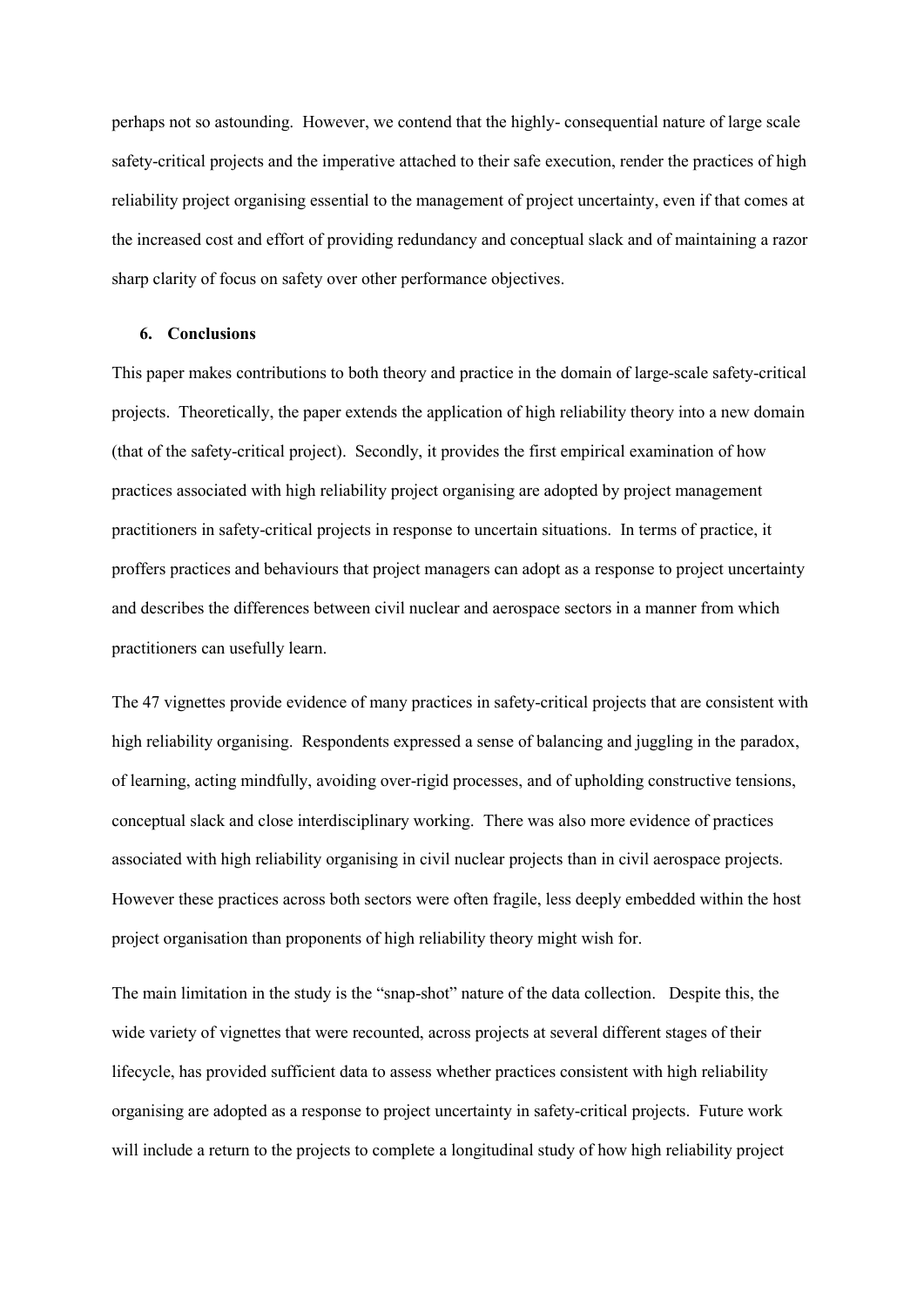perhaps not so astounding. However, we contend that the highly- consequential nature of large scale safety-critical projects and the imperative attached to their safe execution, render the practices of high reliability project organising essential to the management of project uncertainty, even if that comes at the increased cost and effort of providing redundancy and conceptual slack and of maintaining a razor sharp clarity of focus on safety over other performance objectives.

## 6. Conclusions

This paper makes contributions to both theory and practice in the domain of large-scale safety-critical projects. Theoretically, the paper extends the application of high reliability theory into a new domain (that of the safety-critical project). Secondly, it provides the first empirical examination of how practices associated with high reliability project organising are adopted by project management practitioners in safety-critical projects in response to uncertain situations. In terms of practice, it proffers practices and behaviours that project managers can adopt as a response to project uncertainty and describes the differences between civil nuclear and aerospace sectors in a manner from which practitioners can usefully learn.

The 47 vignettes provide evidence of many practices in safety-critical projects that are consistent with high reliability organising. Respondents expressed a sense of balancing and juggling in the paradox, of learning, acting mindfully, avoiding over-rigid processes, and of upholding constructive tensions, conceptual slack and close interdisciplinary working. There was also more evidence of practices associated with high reliability organising in civil nuclear projects than in civil aerospace projects. However these practices across both sectors were often fragile, less deeply embedded within the host project organisation than proponents of high reliability theory might wish for.

The main limitation in the study is the "snap-shot" nature of the data collection. Despite this, the wide variety of vignettes that were recounted, across projects at several different stages of their lifecycle, has provided sufficient data to assess whether practices consistent with high reliability organising are adopted as a response to project uncertainty in safety-critical projects. Future work will include a return to the projects to complete a longitudinal study of how high reliability project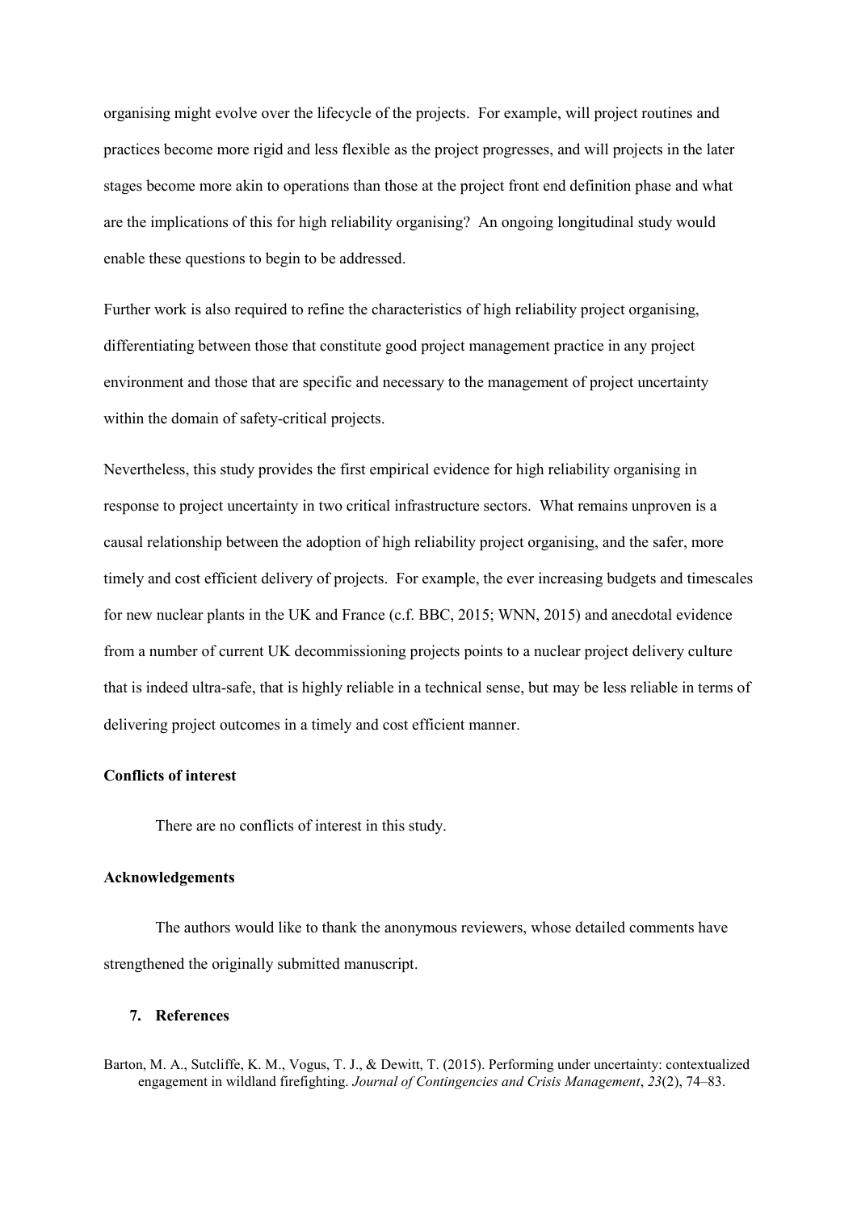organising might evolve over the lifecycle of the projects. For example, will project routines and practices become more rigid and less flexible as the project progresses, and will projects in the later stages become more akin to operations than those at the project front end definition phase and what are the implications of this for high reliability organising? An ongoing longitudinal study would enable these questions to begin to be addressed.

Further work is also required to refine the characteristics of high reliability project organising, differentiating between those that constitute good project management practice in any project environment and those that are specific and necessary to the management of project uncertainty within the domain of safety-critical projects.

Nevertheless, this study provides the first empirical evidence for high reliability organising in response to project uncertainty in two critical infrastructure sectors. What remains unproven is a causal relationship between the adoption of high reliability project organising, and the safer, more timely and cost efficient delivery of projects. For example, the ever increasing budgets and timescales for new nuclear plants in the UK and France (c.f. BBC, 2015; WNN, 2015) and anecdotal evidence from a number of current UK decommissioning projects points to a nuclear project delivery culture that is indeed ultra-safe, that is highly reliable in a technical sense, but may be less reliable in terms of delivering project outcomes in a timely and cost efficient manner.

**Conflicts of interest**

There are no conflicts of interest in this study.

**Acknowledgements**

The authors would like to thank the anonymous reviewers, whose detailed comments have strengthened the originally submitted manuscript.

## 7. References

Barton, M. A., Sutcliffe, K. M., Vogus, T. J., & Dewitt, T. (2015). Performing under uncertainty: contextualized engagement in wildland firefighting. *Journal of Contingencies and Crisis Management*, *23*(2), 74–83.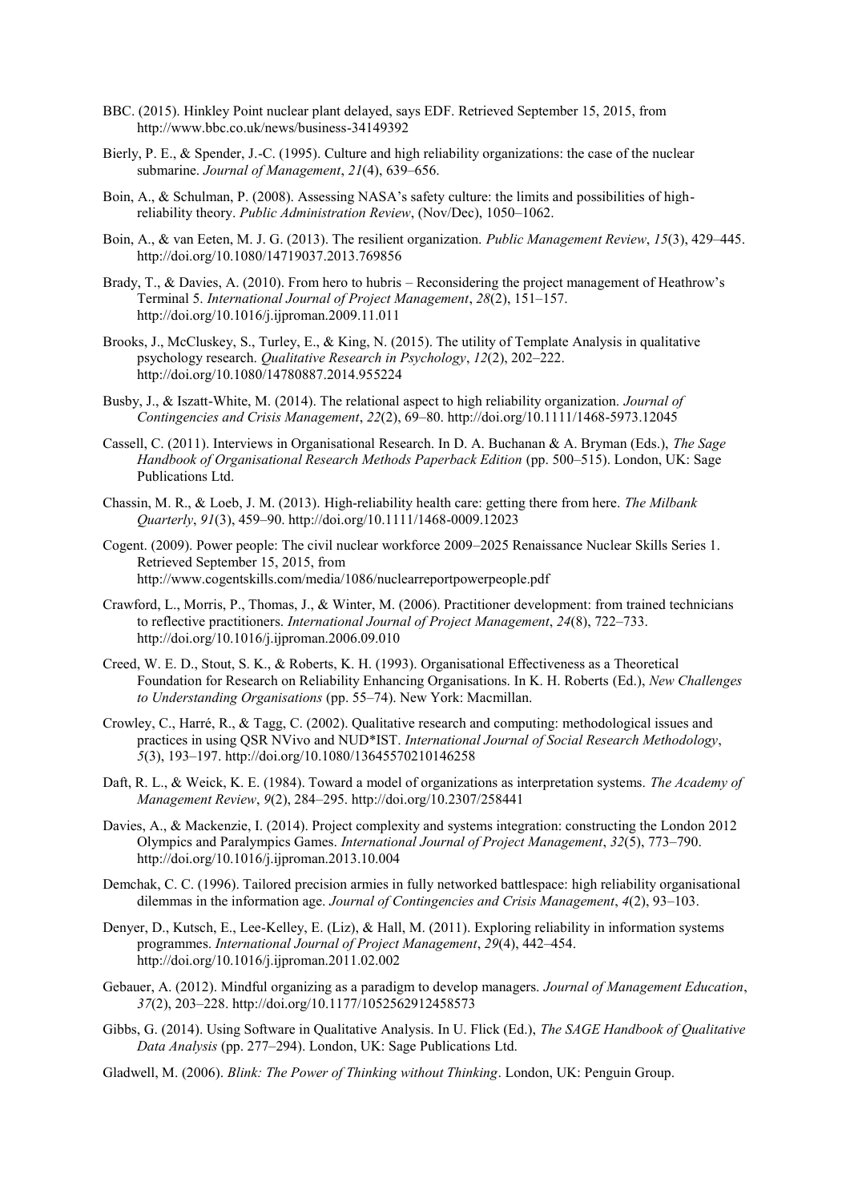BBC. (2015). Hinkley Point nuclear plant delayed, says EDF. Retrieved September 15, 2015, from http://www.bbc.co.uk/news/business-34149392

Bierly, P. E., & Spender, J.-C. (1995). Culture and high reliability organizations: the case of the nuclear submarine. *Journal of Management*, *21*(4), 639–656.

Boin, A., & Schulman, P. (2008). Assessing NASA's safety culture: the limits and possibilities of high-reliability theory. *Public Administration Review*, (Nov/Dec), 1050–1062.

Boin, A., & van Eeten, M. J. G. (2013). The resilient organization. *Public Management Review*, *15*(3), 429–445. http://doi.org/10.1080/14719037.2013.769856

Brady, T., & Davies, A. (2010). From hero to hubris – Reconsidering the project management of Heathrow's Terminal 5. *International Journal of Project Management*, *28*(2), 151–157. http://doi.org/10.1016/j.ijproman.2009.11.011

Brooks, J., McCluskey, S., Turley, E., & King, N. (2015). The utility of Template Analysis in qualitative psychology research. *Qualitative Research in Psychology*, *12*(2), 202–222. http://doi.org/10.1080/14780887.2014.955224

Busby, J., & Iszatt-White, M. (2014). The relational aspect to high reliability organization. *Journal of Contingencies and Crisis Management*, *22*(2), 69–80. http://doi.org/10.1111/1468-5973.12045

Cassell, C. (2011). Interviews in Organisational Research. In D. A. Buchanan & A. Bryman (Eds.), *The Sage Handbook of Organisational Research Methods Paperback Edition* (pp. 500–515). London, UK: Sage Publications Ltd.

Chassin, M. R., & Loeb, J. M. (2013). High-reliability health care: getting there from here. *The Milbank Quarterly*, *91*(3), 459–90. http://doi.org/10.1111/1468-0009.12023

Cogent. (2009). Power people: The civil nuclear workforce 2009–2025 Renaissance Nuclear Skills Series 1. Retrieved September 15, 2015, from http://www.cogentskills.com/media/1086/nuclearreportpowerpeople.pdf

Crawford, L., Morris, P., Thomas, J., & Winter, M. (2006). Practitioner development: from trained technicians to reflective practitioners. *International Journal of Project Management*, *24*(8), 722–733. http://doi.org/10.1016/j.ijproman.2006.09.010

Creed, W. E. D., Stout, S. K., & Roberts, K. H. (1993). Organisational Effectiveness as a Theoretical Foundation for Research on Reliability Enhancing Organisations. In K. H. Roberts (Ed.), *New Challenges to Understanding Organisations* (pp. 55–74). New York: Macmillan.

Crowley, C., Harré, R., & Tagg, C. (2002). Qualitative research and computing: methodological issues and practices in using QSR NVivo and NUD*IST. *International Journal of Social Research Methodology*, *5*(3), 193–197. http://doi.org/10.1080/13645570210146258

Daft, R. L., & Weick, K. E. (1984). Toward a model of organizations as interpretation systems. *The Academy of Management Review*, *9*(2), 284–295. http://doi.org/10.2307/258441

Davies, A., & Mackenzie, I. (2014). Project complexity and systems integration: constructing the London 2012 Olympics and Paralympics Games. *International Journal of Project Management*, *32*(5), 773–790. http://doi.org/10.1016/j.ijproman.2013.10.004

Demchak, C. C. (1996). Tailored precision armies in fully networked battlespace: high reliability organisational dilemmas in the information age. *Journal of Contingencies and Crisis Management*, *4*(2), 93–103.

Denyer, D., Kutsch, E., Lee-Kelley, E. (Liz), & Hall, M. (2011). Exploring reliability in information systems programmes. *International Journal of Project Management*, *29*(4), 442–454. http://doi.org/10.1016/j.ijproman.2011.02.002

Gebauer, A. (2012). Mindful organizing as a paradigm to develop managers. *Journal of Management Education*, *37*(2), 203–228. http://doi.org/10.1177/1052562912458573

Gibbs, G. (2014). Using Software in Qualitative Analysis. In U. Flick (Ed.), *The SAGE Handbook of Qualitative Data Analysis* (pp. 277–294). London, UK: Sage Publications Ltd.

Gladwell, M. (2006). *Blink: The Power of Thinking without Thinking*. London, UK: Penguin Group.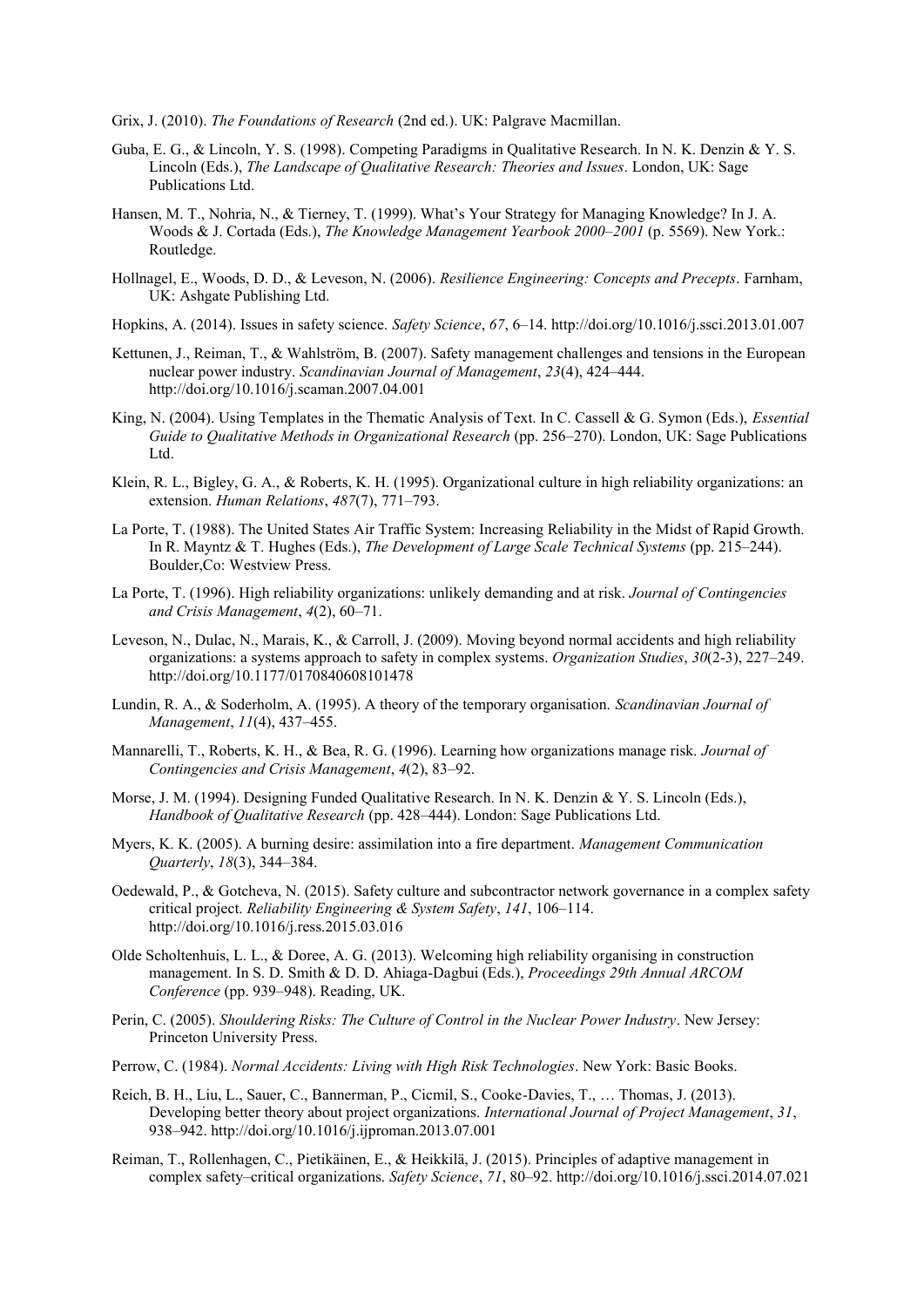Grix, J. (2010). *The Foundations of Research* (2nd ed.). UK: Palgrave Macmillan.

Guba, E. G., & Lincoln, Y. S. (1998). Competing Paradigms in Qualitative Research. In N. K. Denzin & Y. S. Lincoln (Eds.), *The Landscape of Qualitative Research: Theories and Issues*. London, UK: Sage Publications Ltd.

Hansen, M. T., Nohria, N., & Tierney, T. (1999). What's Your Strategy for Managing Knowledge? In J. A. Woods & J. Cortada (Eds.), *The Knowledge Management Yearbook 2000–2001* (p. 5569). New York.: Routledge.

Hollnagel, E., Woods, D. D., & Leveson, N. (2006). *Resilience Engineering: Concepts and Precepts*. Farnham, UK: Ashgate Publishing Ltd.

Hopkins, A. (2014). Issues in safety science. *Safety Science*, *67*, 6–14. http://doi.org/10.1016/j.ssci.2013.01.007

Kettunen, J., Reiman, T., & Wahlström, B. (2007). Safety management challenges and tensions in the European nuclear power industry. *Scandinavian Journal of Management*, *23*(4), 424–444. http://doi.org/10.1016/j.scaman.2007.04.001

King, N. (2004). Using Templates in the Thematic Analysis of Text. In C. Cassell & G. Symon (Eds.), *Essential Guide to Qualitative Methods in Organizational Research* (pp. 256–270). London, UK: Sage Publications Ltd.

Klein, R. L., Bigley, G. A., & Roberts, K. H. (1995). Organizational culture in high reliability organizations: an extension. *Human Relations*, *487*(7), 771–793.

La Porte, T. (1988). The United States Air Traffic System: Increasing Reliability in the Midst of Rapid Growth. In R. Mayntz & T. Hughes (Eds.), *The Development of Large Scale Technical Systems* (pp. 215–244). Boulder,Co: Westview Press.

La Porte, T. (1996). High reliability organizations: unlikely demanding and at risk. *Journal of Contingencies and Crisis Management*, *4*(2), 60–71.

Leveson, N., Dulac, N., Marais, K., & Carroll, J. (2009). Moving beyond normal accidents and high reliability organizations: a systems approach to safety in complex systems. *Organization Studies*, *30*(2-3), 227–249. http://doi.org/10.1177/0170840608101478

Lundin, R. A., & Soderholm, A. (1995). A theory of the temporary organisation. *Scandinavian Journal of Management*, *11*(4), 437–455.

Mannarelli, T., Roberts, K. H., & Bea, R. G. (1996). Learning how organizations manage risk. *Journal of Contingencies and Crisis Management*, *4*(2), 83–92.

Morse, J. M. (1994). Designing Funded Qualitative Research. In N. K. Denzin & Y. S. Lincoln (Eds.), *Handbook of Qualitative Research* (pp. 428–444). London: Sage Publications Ltd.

Myers, K. K. (2005). A burning desire: assimilation into a fire department. *Management Communication Quarterly*, *18*(3), 344–384.

Oedewald, P., & Gotcheva, N. (2015). Safety culture and subcontractor network governance in a complex safety critical project. *Reliability Engineering & System Safety*, *141*, 106–114. http://doi.org/10.1016/j.ress.2015.03.016

Olde Scholtenhuis, L. L., & Doree, A. G. (2013). Welcoming high reliability organising in construction management. In S. D. Smith & D. D. Ahiaga-Dagbui (Eds.), *Proceedings 29th Annual ARCOM Conference* (pp. 939–948). Reading, UK.

Perin, C. (2005). *Shouldering Risks: The Culture of Control in the Nuclear Power Industry*. New Jersey: Princeton University Press.

Perrow, C. (1984). *Normal Accidents: Living with High Risk Technologies*. New York: Basic Books.

Reich, B. H., Liu, L., Sauer, C., Bannerman, P., Cicmil, S., Cooke-Davies, T., … Thomas, J. (2013). Developing better theory about project organizations. *International Journal of Project Management*, *31*, 938–942. http://doi.org/10.1016/j.ijproman.2013.07.001

Reiman, T., Rollenhagen, C., Pietikäinen, E., & Heikkilä, J. (2015). Principles of adaptive management in complex safety–critical organizations. *Safety Science*, *71*, 80–92. http://doi.org/10.1016/j.ssci.2014.07.021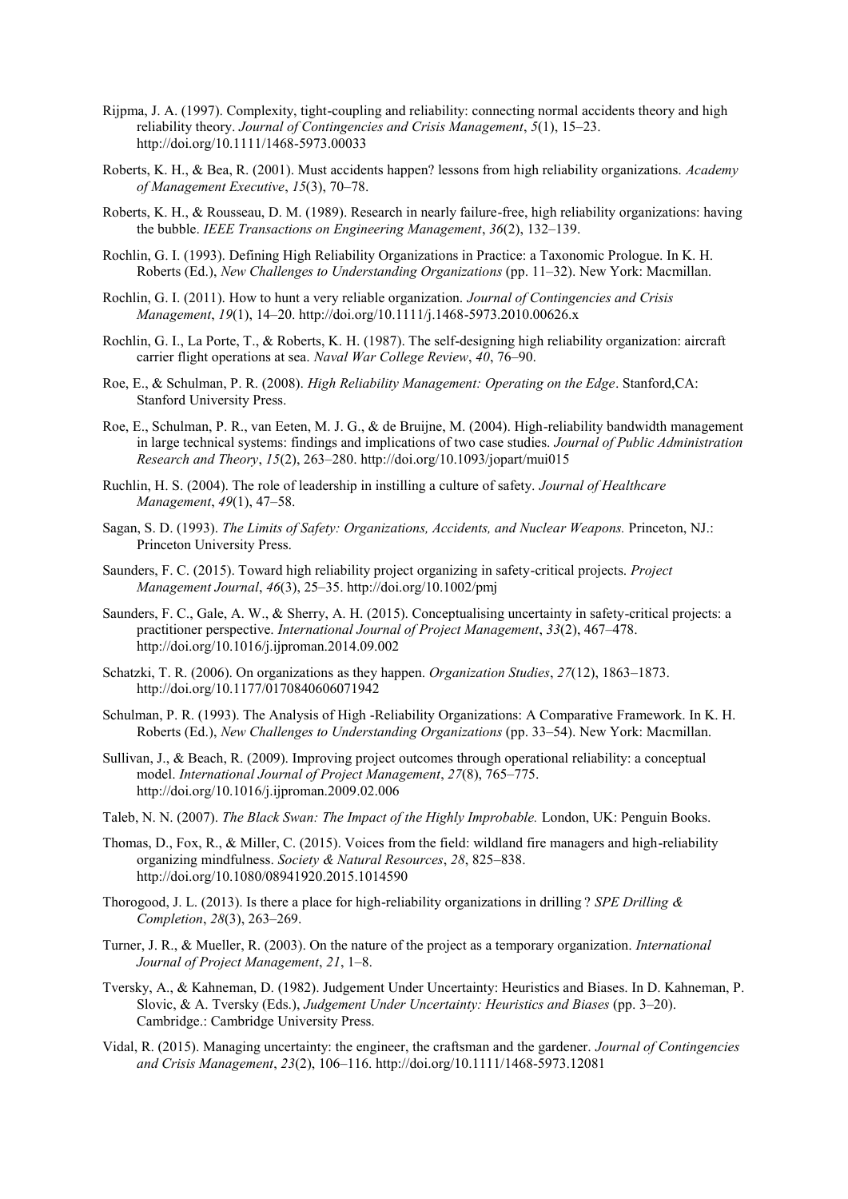Rijpma, J. A. (1997). Complexity, tight-coupling and reliability: connecting normal accidents theory and high reliability theory. *Journal of Contingencies and Crisis Management*, *5*(1), 15–23. http://doi.org/10.1111/1468-5973.00033

Roberts, K. H., & Bea, R. (2001). Must accidents happen? lessons from high reliability organizations. *Academy of Management Executive*, *15*(3), 70–78.

Roberts, K. H., & Rousseau, D. M. (1989). Research in nearly failure-free, high reliability organizations: having the bubble. *IEEE Transactions on Engineering Management*, *36*(2), 132–139.

Rochlin, G. I. (1993). Defining High Reliability Organizations in Practice: a Taxonomic Prologue. In K. H. Roberts (Ed.), *New Challenges to Understanding Organizations* (pp. 11–32). New York: Macmillan.

Rochlin, G. I. (2011). How to hunt a very reliable organization. *Journal of Contingencies and Crisis Management*, *19*(1), 14–20. http://doi.org/10.1111/j.1468-5973.2010.00626.x

Rochlin, G. I., La Porte, T., & Roberts, K. H. (1987). The self-designing high reliability organization: aircraft carrier flight operations at sea. *Naval War College Review*, *40*, 76–90.

Roe, E., & Schulman, P. R. (2008). *High Reliability Management: Operating on the Edge*. Stanford,CA: Stanford University Press.

Roe, E., Schulman, P. R., van Eeten, M. J. G., & de Bruijne, M. (2004). High-reliability bandwidth management in large technical systems: findings and implications of two case studies. *Journal of Public Administration Research and Theory*, *15*(2), 263–280. http://doi.org/10.1093/jopart/mui015

Ruchlin, H. S. (2004). The role of leadership in instilling a culture of safety. *Journal of Healthcare Management*, *49*(1), 47–58.

Sagan, S. D. (1993). *The Limits of Safety: Organizations, Accidents, and Nuclear Weapons.* Princeton, NJ.: Princeton University Press.

Saunders, F. C. (2015). Toward high reliability project organizing in safety-critical projects. *Project Management Journal*, *46*(3), 25–35. http://doi.org/10.1002/pmj

Saunders, F. C., Gale, A. W., & Sherry, A. H. (2015). Conceptualising uncertainty in safety-critical projects: a practitioner perspective. *International Journal of Project Management*, *33*(2), 467–478. http://doi.org/10.1016/j.ijproman.2014.09.002

Schatzki, T. R. (2006). On organizations as they happen. *Organization Studies*, *27*(12), 1863–1873. http://doi.org/10.1177/0170840606071942

Schulman, P. R. (1993). The Analysis of High -Reliability Organizations: A Comparative Framework. In K. H. Roberts (Ed.), *New Challenges to Understanding Organizations* (pp. 33–54). New York: Macmillan.

Sullivan, J., & Beach, R. (2009). Improving project outcomes through operational reliability: a conceptual model. *International Journal of Project Management*, *27*(8), 765–775. http://doi.org/10.1016/j.ijproman.2009.02.006

Taleb, N. N. (2007). *The Black Swan: The Impact of the Highly Improbable.* London, UK: Penguin Books.

Thomas, D., Fox, R., & Miller, C. (2015). Voices from the field: wildland fire managers and high-reliability organizing mindfulness. *Society & Natural Resources*, *28*, 825–838. http://doi.org/10.1080/08941920.2015.1014590

Thorogood, J. L. (2013). Is there a place for high-reliability organizations in drilling ? *SPE Drilling & Completion*, *28*(3), 263–269.

Turner, J. R., & Mueller, R. (2003). On the nature of the project as a temporary organization. *International Journal of Project Management*, *21*, 1–8.

Tversky, A., & Kahneman, D. (1982). Judgement Under Uncertainty: Heuristics and Biases. In D. Kahneman, P. Slovic, & A. Tversky (Eds.), *Judgement Under Uncertainty: Heuristics and Biases* (pp. 3–20). Cambridge.: Cambridge University Press.

Vidal, R. (2015). Managing uncertainty: the engineer, the craftsman and the gardener. *Journal of Contingencies and Crisis Management*, *23*(2), 106–116. http://doi.org/10.1111/1468-5973.12081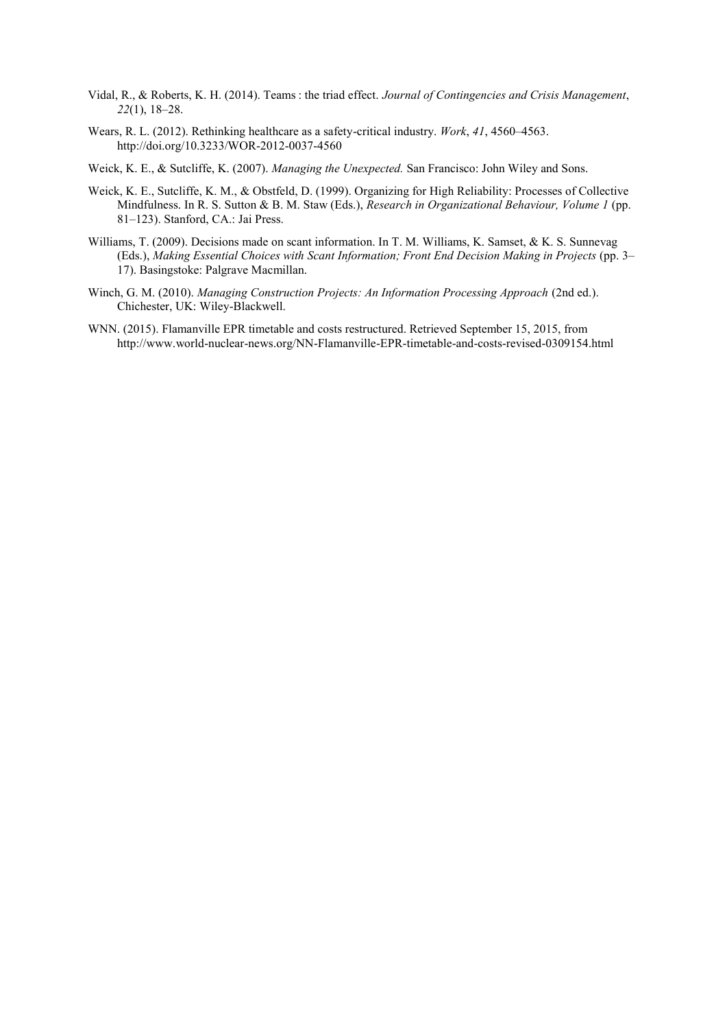Vidal, R., & Roberts, K. H. (2014). Teams : the triad effect. *Journal of Contingencies and Crisis Management*, *22*(1), 18–28.

Wears, R. L. (2012). Rethinking healthcare as a safety-critical industry. *Work*, *41*, 4560–4563. http://doi.org/10.3233/WOR-2012-0037-4560

Weick, K. E., & Sutcliffe, K. (2007). *Managing the Unexpected.* San Francisco: John Wiley and Sons.

Weick, K. E., Sutcliffe, K. M., & Obstfeld, D. (1999). Organizing for High Reliability: Processes of Collective Mindfulness. In R. S. Sutton & B. M. Staw (Eds.), *Research in Organizational Behaviour, Volume 1* (pp. 81–123). Stanford, CA.: Jai Press.

Williams, T. (2009). Decisions made on scant information. In T. M. Williams, K. Samset, & K. S. Sunnevag (Eds.), *Making Essential Choices with Scant Information; Front End Decision Making in Projects* (pp. 3–17). Basingstoke: Palgrave Macmillan.

Winch, G. M. (2010). *Managing Construction Projects: An Information Processing Approach* (2nd ed.). Chichester, UK: Wiley-Blackwell.

WNN. (2015). Flamanville EPR timetable and costs restructured. Retrieved September 15, 2015, from http://www.world-nuclear-news.org/NN-Flamanville-EPR-timetable-and-costs-revised-0309154.html